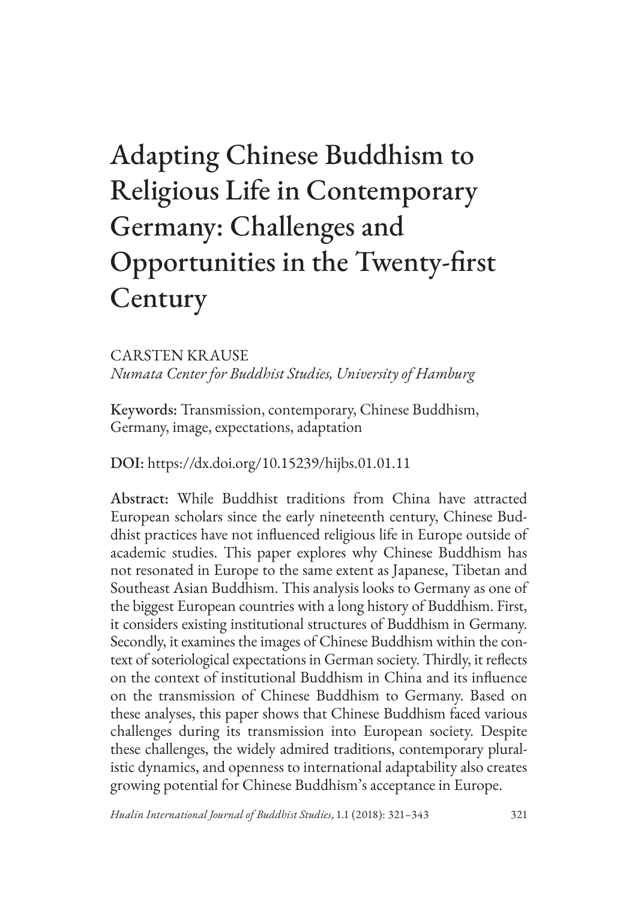# Adapting Chinese Buddhism to Religious Life in Contemporary Germany: Challenges and Opportunities in the Twenty-first Century

CARSTEN KRAUSE
*Numata Center for Buddhist Studies, University of Hamburg*

**Keywords:** Transmission, contemporary, Chinese Buddhism, Germany, image, expectations, adaptation

**DOI:** https://dx.doi.org/10.15239/hijbs.01.01.11

**Abstract:** While Buddhist traditions from China have attracted European scholars since the early nineteenth century, Chinese Buddhist practices have not influenced religious life in Europe outside of academic studies. This paper explores why Chinese Buddhism has not resonated in Europe to the same extent as Japanese, Tibetan and Southeast Asian Buddhism. This analysis looks to Germany as one of the biggest European countries with a long history of Buddhism. First, it considers existing institutional structures of Buddhism in Germany. Secondly, it examines the images of Chinese Buddhism within the context of soteriological expectations in German society. Thirdly, it reflects on the context of institutional Buddhism in China and its influence on the transmission of Chinese Buddhism to Germany. Based on these analyses, this paper shows that Chinese Buddhism faced various challenges during its transmission into European society. Despite these challenges, the widely admired traditions, contemporary pluralistic dynamics, and openness to international adaptability also creates growing potential for Chinese Buddhism's acceptance in Europe.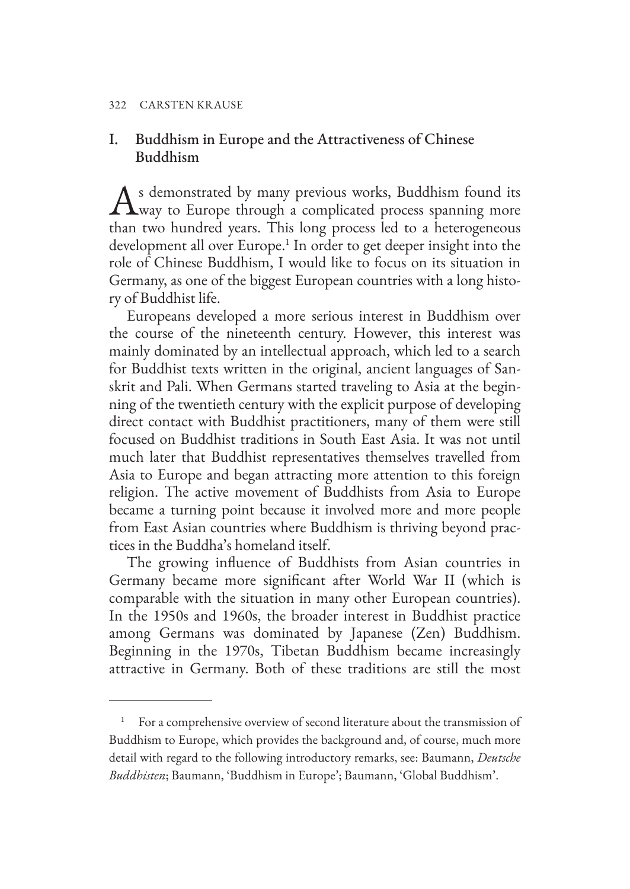## I. Buddhism in Europe and the Attractiveness of Chinese Buddhism

As demonstrated by many previous works, Buddhism found its way to Europe through a complicated process spanning more than two hundred years. This long process led to a heterogeneous development all over Europe.[1] In order to get deeper insight into the role of Chinese Buddhism, I would like to focus on its situation in Germany, as one of the biggest European countries with a long history of Buddhist life.

Europeans developed a more serious interest in Buddhism over the course of the nineteenth century. However, this interest was mainly dominated by an intellectual approach, which led to a search for Buddhist texts written in the original, ancient languages of Sanskrit and Pali. When Germans started traveling to Asia at the beginning of the twentieth century with the explicit purpose of developing direct contact with Buddhist practitioners, many of them were still focused on Buddhist traditions in South East Asia. It was not until much later that Buddhist representatives themselves travelled from Asia to Europe and began attracting more attention to this foreign religion. The active movement of Buddhists from Asia to Europe became a turning point because it involved more and more people from East Asian countries where Buddhism is thriving beyond practices in the Buddha's homeland itself.

The growing influence of Buddhists from Asian countries in Germany became more significant after World War II (which is comparable with the situation in many other European countries). In the 1950s and 1960s, the broader interest in Buddhist practice among Germans was dominated by Japanese (Zen) Buddhism. Beginning in the 1970s, Tibetan Buddhism became increasingly attractive in Germany. Both of these traditions are still the most

[1] For a comprehensive overview of second literature about the transmission of Buddhism to Europe, which provides the background and, of course, much more detail with regard to the following introductory remarks, see: Baumann, *Deutsche Buddhisten*; Baumann, 'Buddhism in Europe'; Baumann, 'Global Buddhism'.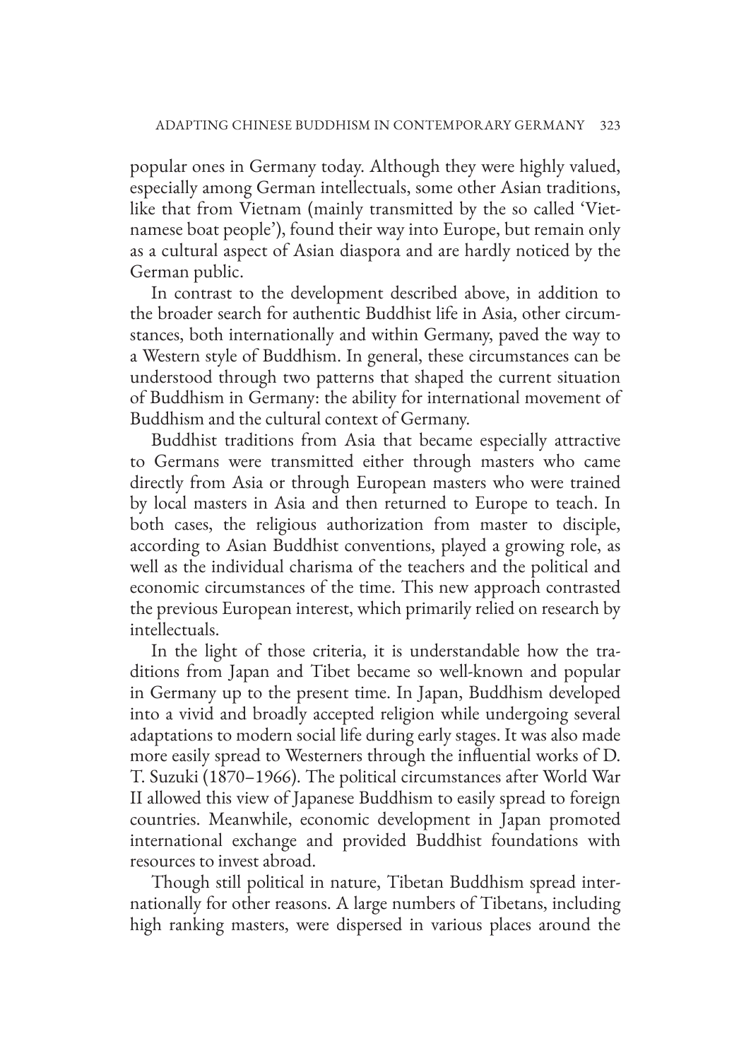popular ones in Germany today. Although they were highly valued, especially among German intellectuals, some other Asian traditions, like that from Vietnam (mainly transmitted by the so called 'Vietnamese boat people'), found their way into Europe, but remain only as a cultural aspect of Asian diaspora and are hardly noticed by the German public.

In contrast to the development described above, in addition to the broader search for authentic Buddhist life in Asia, other circumstances, both internationally and within Germany, paved the way to a Western style of Buddhism. In general, these circumstances can be understood through two patterns that shaped the current situation of Buddhism in Germany: the ability for international movement of Buddhism and the cultural context of Germany.

Buddhist traditions from Asia that became especially attractive to Germans were transmitted either through masters who came directly from Asia or through European masters who were trained by local masters in Asia and then returned to Europe to teach. In both cases, the religious authorization from master to disciple, according to Asian Buddhist conventions, played a growing role, as well as the individual charisma of the teachers and the political and economic circumstances of the time. This new approach contrasted the previous European interest, which primarily relied on research by intellectuals.

In the light of those criteria, it is understandable how the traditions from Japan and Tibet became so well-known and popular in Germany up to the present time. In Japan, Buddhism developed into a vivid and broadly accepted religion while undergoing several adaptations to modern social life during early stages. It was also made more easily spread to Westerners through the influential works of D. T. Suzuki (1870–1966). The political circumstances after World War II allowed this view of Japanese Buddhism to easily spread to foreign countries. Meanwhile, economic development in Japan promoted international exchange and provided Buddhist foundations with resources to invest abroad.

Though still political in nature, Tibetan Buddhism spread internationally for other reasons. A large numbers of Tibetans, including high ranking masters, were dispersed in various places around the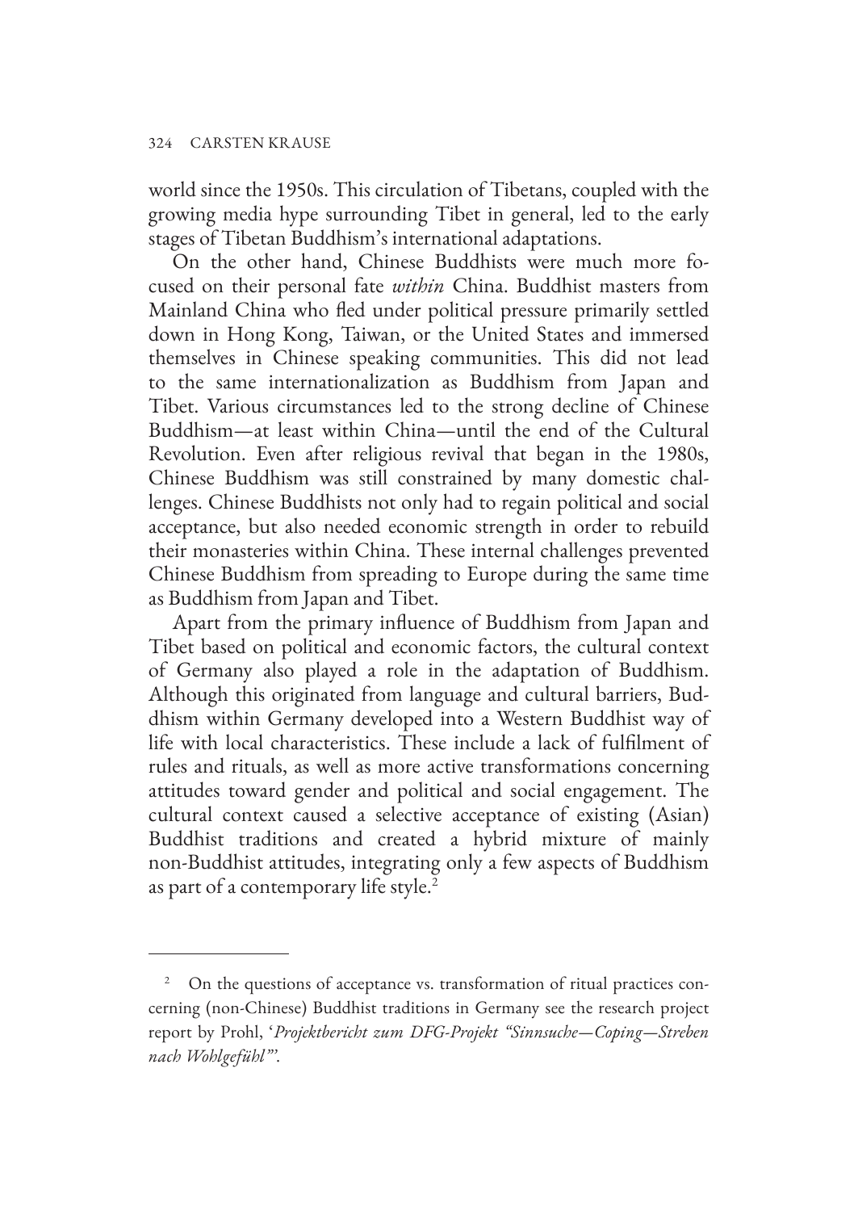world since the 1950s. This circulation of Tibetans, coupled with the growing media hype surrounding Tibet in general, led to the early stages of Tibetan Buddhism's international adaptations.

On the other hand, Chinese Buddhists were much more focused on their personal fate *within* China. Buddhist masters from Mainland China who fled under political pressure primarily settled down in Hong Kong, Taiwan, or the United States and immersed themselves in Chinese speaking communities. This did not lead to the same internationalization as Buddhism from Japan and Tibet. Various circumstances led to the strong decline of Chinese Buddhism—at least within China—until the end of the Cultural Revolution. Even after religious revival that began in the 1980s, Chinese Buddhism was still constrained by many domestic challenges. Chinese Buddhists not only had to regain political and social acceptance, but also needed economic strength in order to rebuild their monasteries within China. These internal challenges prevented Chinese Buddhism from spreading to Europe during the same time as Buddhism from Japan and Tibet.

Apart from the primary influence of Buddhism from Japan and Tibet based on political and economic factors, the cultural context of Germany also played a role in the adaptation of Buddhism. Although this originated from language and cultural barriers, Buddhism within Germany developed into a Western Buddhist way of life with local characteristics. These include a lack of fulfilment of rules and rituals, as well as more active transformations concerning attitudes toward gender and political and social engagement. The cultural context caused a selective acceptance of existing (Asian) Buddhist traditions and created a hybrid mixture of mainly non-Buddhist attitudes, integrating only a few aspects of Buddhism as part of a contemporary life style.[2]

---

[2] On the questions of acceptance vs. transformation of ritual practices concerning (non-Chinese) Buddhist traditions in Germany see the research project report by Prohl, '*Projektbericht zum DFG-Projekt "Sinnsuche—Coping—Streben nach Wohlgefühl"*'.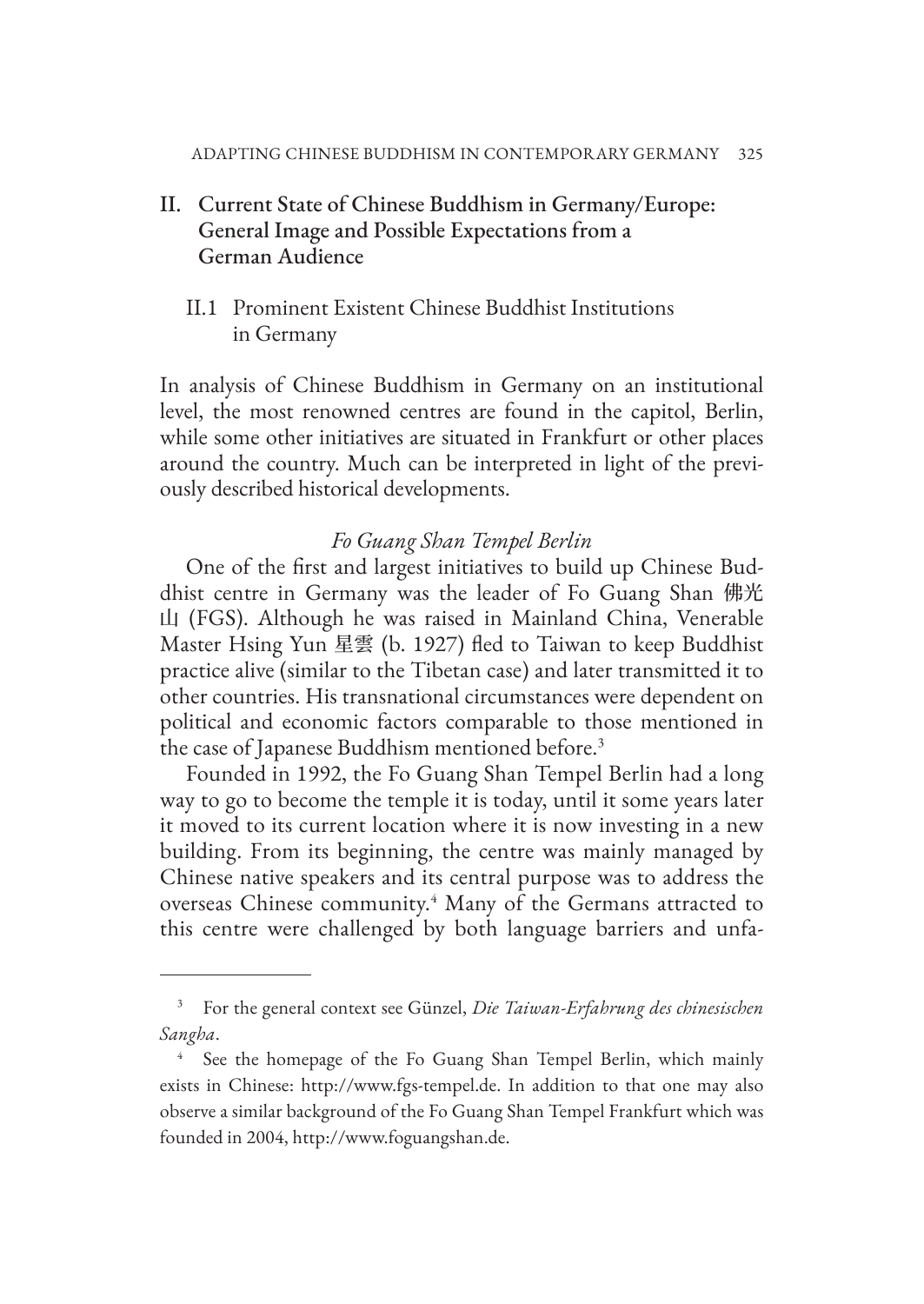## II. Current State of Chinese Buddhism in Germany/Europe: General Image and Possible Expectations from a German Audience

### II.1 Prominent Existent Chinese Buddhist Institutions in Germany

In analysis of Chinese Buddhism in Germany on an institutional level, the most renowned centres are found in the capitol, Berlin, while some other initiatives are situated in Frankfurt or other places around the country. Much can be interpreted in light of the previously described historical developments.

*Fo Guang Shan Tempel Berlin*

One of the first and largest initiatives to build up Chinese Buddhist centre in Germany was the leader of Fo Guang Shan 佛光山 (FGS). Although he was raised in Mainland China, Venerable Master Hsing Yun 星雲 (b. 1927) fled to Taiwan to keep Buddhist practice alive (similar to the Tibetan case) and later transmitted it to other countries. His transnational circumstances were dependent on political and economic factors comparable to those mentioned in the case of Japanese Buddhism mentioned before.[3]

Founded in 1992, the Fo Guang Shan Tempel Berlin had a long way to go to become the temple it is today, until it some years later it moved to its current location where it is now investing in a new building. From its beginning, the centre was mainly managed by Chinese native speakers and its central purpose was to address the overseas Chinese community.[4] Many of the Germans attracted to this centre were challenged by both language barriers and unfa-

---

[3] For the general context see Günzel, *Die Taiwan-Erfahrung des chinesischen Sangha*.

[4] See the homepage of the Fo Guang Shan Tempel Berlin, which mainly exists in Chinese: http://www.fgs-tempel.de. In addition to that one may also observe a similar background of the Fo Guang Shan Tempel Frankfurt which was founded in 2004, http://www.foguangshan.de.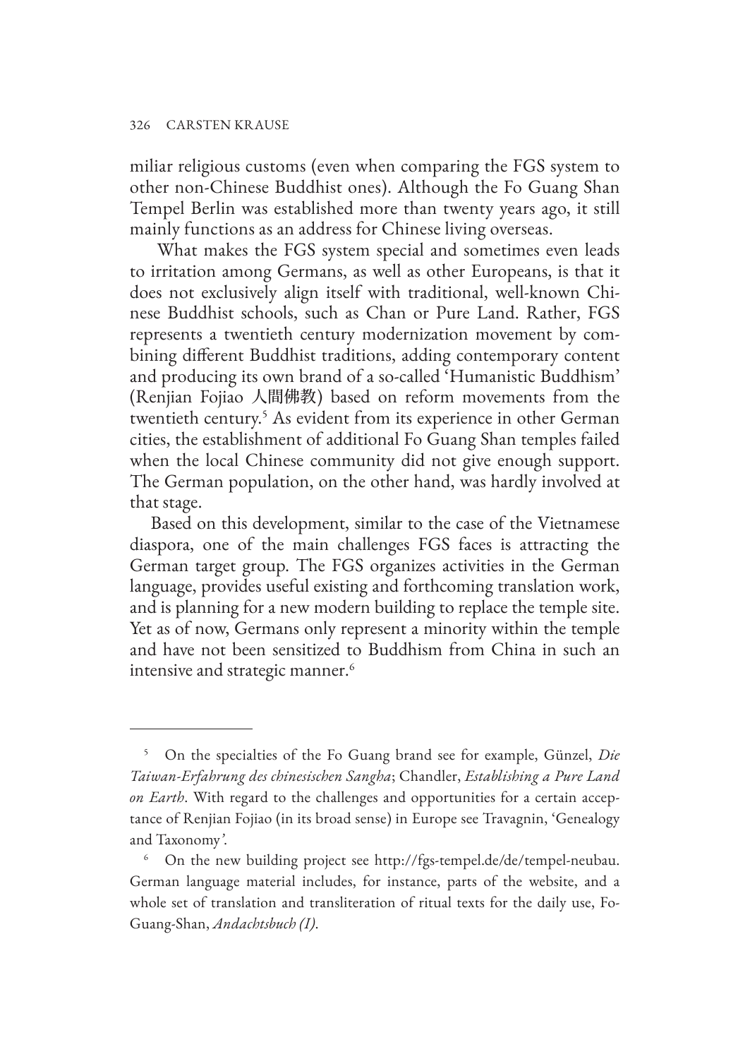miliar religious customs (even when comparing the FGS system to other non-Chinese Buddhist ones). Although the Fo Guang Shan Tempel Berlin was established more than twenty years ago, it still mainly functions as an address for Chinese living overseas.

What makes the FGS system special and sometimes even leads to irritation among Germans, as well as other Europeans, is that it does not exclusively align itself with traditional, well-known Chinese Buddhist schools, such as Chan or Pure Land. Rather, FGS represents a twentieth century modernization movement by combining different Buddhist traditions, adding contemporary content and producing its own brand of a so-called 'Humanistic Buddhism' (Renjian Fojiao 人間佛教) based on reform movements from the twentieth century.[5] As evident from its experience in other German cities, the establishment of additional Fo Guang Shan temples failed when the local Chinese community did not give enough support. The German population, on the other hand, was hardly involved at that stage.

Based on this development, similar to the case of the Vietnamese diaspora, one of the main challenges FGS faces is attracting the German target group. The FGS organizes activities in the German language, provides useful existing and forthcoming translation work, and is planning for a new modern building to replace the temple site. Yet as of now, Germans only represent a minority within the temple and have not been sensitized to Buddhism from China in such an intensive and strategic manner.[6]

---

[5] On the specialties of the Fo Guang brand see for example, Günzel, *Die Taiwan-Erfahrung des chinesischen Sangha*; Chandler, *Establishing a Pure Land on Earth*. With regard to the challenges and opportunities for a certain acceptance of Renjian Fojiao (in its broad sense) in Europe see Travagnin, 'Genealogy and Taxonomy'.

[6] On the new building project see http://fgs-tempel.de/de/tempel-neubau. German language material includes, for instance, parts of the website, and a whole set of translation and transliteration of ritual texts for the daily use, Fo-Guang-Shan, *Andachtsbuch (I)*.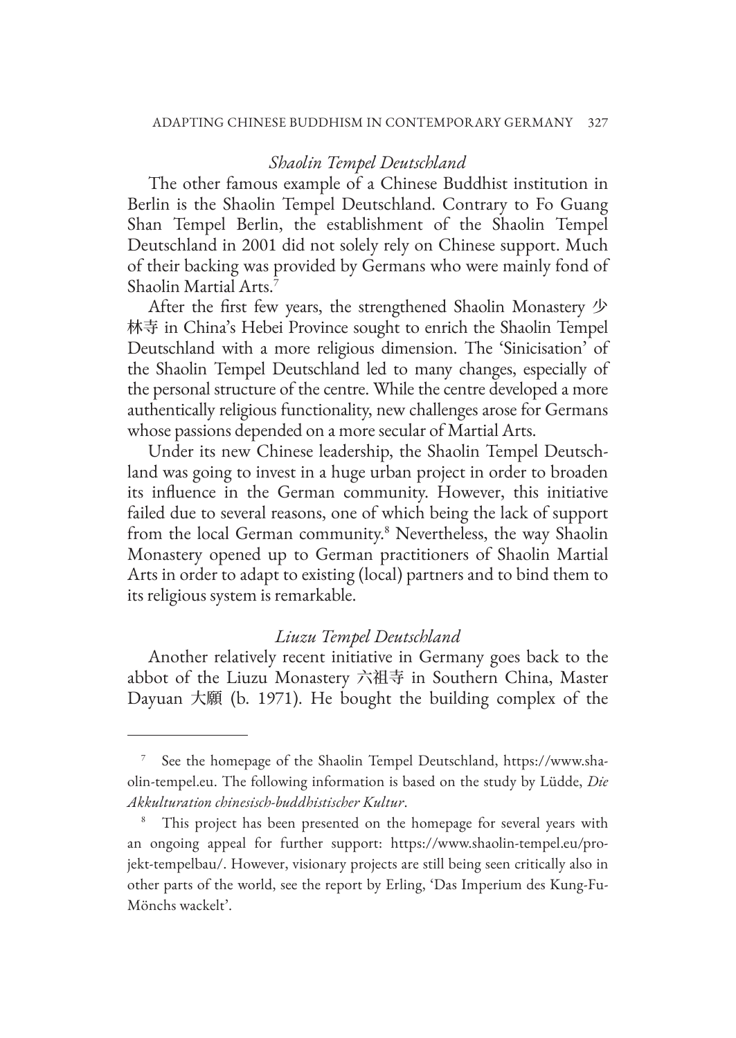### *Shaolin Tempel Deutschland*

The other famous example of a Chinese Buddhist institution in Berlin is the Shaolin Tempel Deutschland. Contrary to Fo Guang Shan Tempel Berlin, the establishment of the Shaolin Tempel Deutschland in 2001 did not solely rely on Chinese support. Much of their backing was provided by Germans who were mainly fond of Shaolin Martial Arts.[7]

After the first few years, the strengthened Shaolin Monastery 少林寺 in China's Hebei Province sought to enrich the Shaolin Tempel Deutschland with a more religious dimension. The 'Sinicisation' of the Shaolin Tempel Deutschland led to many changes, especially of the personal structure of the centre. While the centre developed a more authentically religious functionality, new challenges arose for Germans whose passions depended on a more secular of Martial Arts.

Under its new Chinese leadership, the Shaolin Tempel Deutschland was going to invest in a huge urban project in order to broaden its influence in the German community. However, this initiative failed due to several reasons, one of which being the lack of support from the local German community.[8] Nevertheless, the way Shaolin Monastery opened up to German practitioners of Shaolin Martial Arts in order to adapt to existing (local) partners and to bind them to its religious system is remarkable.

### *Liuzu Tempel Deutschland*

Another relatively recent initiative in Germany goes back to the abbot of the Liuzu Monastery 六祖寺 in Southern China, Master Dayuan 大願 (b. 1971). He bought the building complex of the

---

[7] See the homepage of the Shaolin Tempel Deutschland, https://www.shaolin-tempel.eu. The following information is based on the study by Lüdde, *Die Akkulturation chinesisch-buddhistischer Kultur*.

[8] This project has been presented on the homepage for several years with an ongoing appeal for further support: https://www.shaolin-tempel.eu/projekt-tempelbau/. However, visionary projects are still being seen critically also in other parts of the world, see the report by Erling, 'Das Imperium des Kung-Fu-Mönchs wackelt'.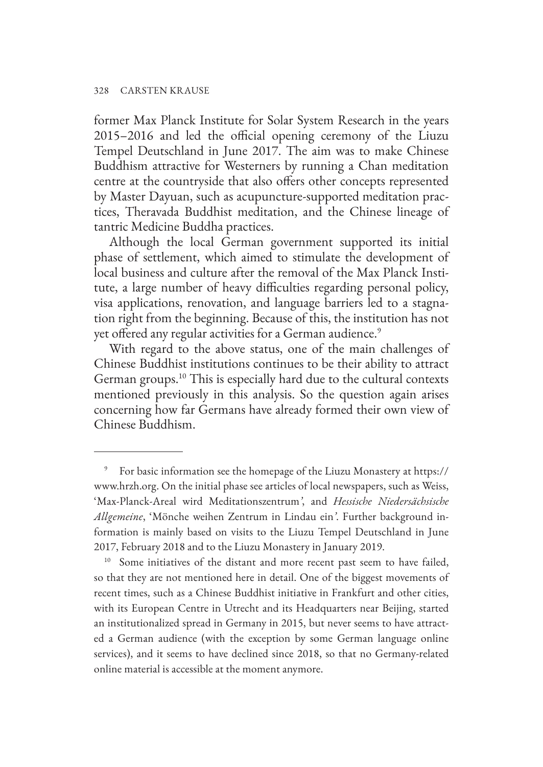former Max Planck Institute for Solar System Research in the years 2015–2016 and led the official opening ceremony of the Liuzu Tempel Deutschland in June 2017. The aim was to make Chinese Buddhism attractive for Westerners by running a Chan meditation centre at the countryside that also offers other concepts represented by Master Dayuan, such as acupuncture-supported meditation practices, Theravada Buddhist meditation, and the Chinese lineage of tantric Medicine Buddha practices.

Although the local German government supported its initial phase of settlement, which aimed to stimulate the development of local business and culture after the removal of the Max Planck Institute, a large number of heavy difficulties regarding personal policy, visa applications, renovation, and language barriers led to a stagnation right from the beginning. Because of this, the institution has not yet offered any regular activities for a German audience.[9]

With regard to the above status, one of the main challenges of Chinese Buddhist institutions continues to be their ability to attract German groups.[10] This is especially hard due to the cultural contexts mentioned previously in this analysis. So the question again arises concerning how far Germans have already formed their own view of Chinese Buddhism.

---

[9] For basic information see the homepage of the Liuzu Monastery at https://www.hrzh.org. On the initial phase see articles of local newspapers, such as Weiss, 'Max-Planck-Areal wird Meditationszentrum', and *Hessische Niedersächsische Allgemeine*, 'Mönche weihen Zentrum in Lindau ein'. Further background information is mainly based on visits to the Liuzu Tempel Deutschland in June 2017, February 2018 and to the Liuzu Monastery in January 2019.

[10] Some initiatives of the distant and more recent past seem to have failed, so that they are not mentioned here in detail. One of the biggest movements of recent times, such as a Chinese Buddhist initiative in Frankfurt and other cities, with its European Centre in Utrecht and its Headquarters near Beijing, started an institutionalized spread in Germany in 2015, but never seems to have attracted a German audience (with the exception by some German language online services), and it seems to have declined since 2018, so that no Germany-related online material is accessible at the moment anymore.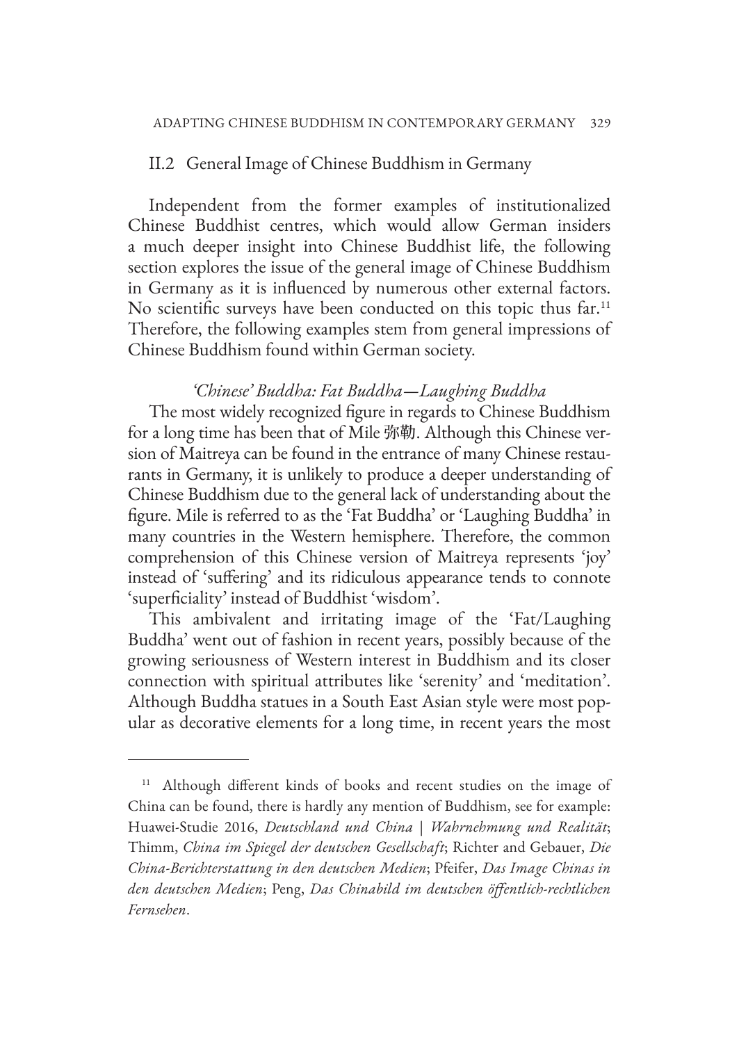## II.2 General Image of Chinese Buddhism in Germany

Independent from the former examples of institutionalized Chinese Buddhist centres, which would allow German insiders a much deeper insight into Chinese Buddhist life, the following section explores the issue of the general image of Chinese Buddhism in Germany as it is influenced by numerous other external factors. No scientific surveys have been conducted on this topic thus far.[11] Therefore, the following examples stem from general impressions of Chinese Buddhism found within German society.

### *'Chinese' Buddha: Fat Buddha—Laughing Buddha*

The most widely recognized figure in regards to Chinese Buddhism for a long time has been that of Mile 弥勒. Although this Chinese version of Maitreya can be found in the entrance of many Chinese restaurants in Germany, it is unlikely to produce a deeper understanding of Chinese Buddhism due to the general lack of understanding about the figure. Mile is referred to as the 'Fat Buddha' or 'Laughing Buddha' in many countries in the Western hemisphere. Therefore, the common comprehension of this Chinese version of Maitreya represents 'joy' instead of 'suffering' and its ridiculous appearance tends to connote 'superficiality' instead of Buddhist 'wisdom'.

This ambivalent and irritating image of the 'Fat/Laughing Buddha' went out of fashion in recent years, possibly because of the growing seriousness of Western interest in Buddhism and its closer connection with spiritual attributes like 'serenity' and 'meditation'. Although Buddha statues in a South East Asian style were most popular as decorative elements for a long time, in recent years the most

---

[11] Although different kinds of books and recent studies on the image of China can be found, there is hardly any mention of Buddhism, see for example: Huawei-Studie 2016, *Deutschland und China | Wahrnehmung und Realität*; Thimm, *China im Spiegel der deutschen Gesellschaft*; Richter and Gebauer, *Die China-Berichterstattung in den deutschen Medien*; Pfeifer, *Das Image Chinas in den deutschen Medien*; Peng, *Das Chinabild im deutschen öffentlich-rechtlichen Fernsehen*.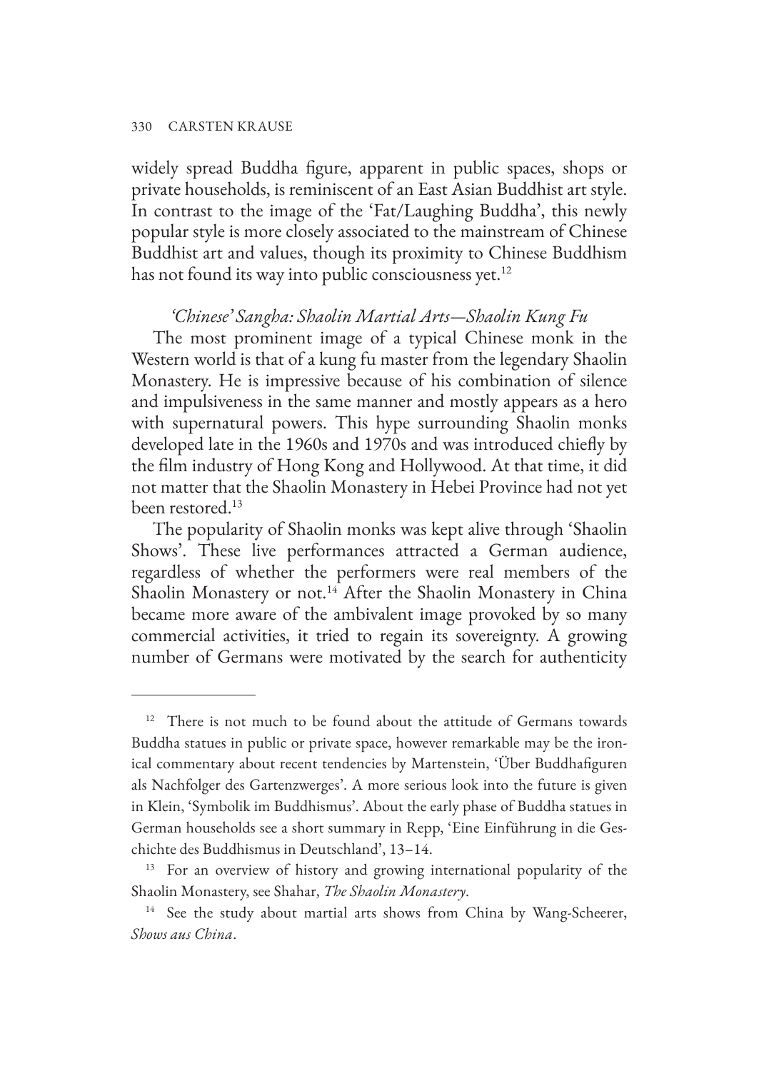widely spread Buddha figure, apparent in public spaces, shops or private households, is reminiscent of an East Asian Buddhist art style. In contrast to the image of the 'Fat/Laughing Buddha', this newly popular style is more closely associated to the mainstream of Chinese Buddhist art and values, though its proximity to Chinese Buddhism has not found its way into public consciousness yet.[12]

### *'Chinese' Sangha: Shaolin Martial Arts—Shaolin Kung Fu*

The most prominent image of a typical Chinese monk in the Western world is that of a kung fu master from the legendary Shaolin Monastery. He is impressive because of his combination of silence and impulsiveness in the same manner and mostly appears as a hero with supernatural powers. This hype surrounding Shaolin monks developed late in the 1960s and 1970s and was introduced chiefly by the film industry of Hong Kong and Hollywood. At that time, it did not matter that the Shaolin Monastery in Hebei Province had not yet been restored.[13]

The popularity of Shaolin monks was kept alive through 'Shaolin Shows'. These live performances attracted a German audience, regardless of whether the performers were real members of the Shaolin Monastery or not.[14] After the Shaolin Monastery in China became more aware of the ambivalent image provoked by so many commercial activities, it tried to regain its sovereignty. A growing number of Germans were motivated by the search for authenticity

---

[12] There is not much to be found about the attitude of Germans towards Buddha statues in public or private space, however remarkable may be the ironical commentary about recent tendencies by Martenstein, 'Über Buddhafiguren als Nachfolger des Gartenzwerges'. A more serious look into the future is given in Klein, 'Symbolik im Buddhismus'. About the early phase of Buddha statues in German households see a short summary in Repp, 'Eine Einführung in die Geschichte des Buddhismus in Deutschland', 13–14.

[13] For an overview of history and growing international popularity of the Shaolin Monastery, see Shahar, *The Shaolin Monastery*.

[14] See the study about martial arts shows from China by Wang-Scheerer, *Shows aus China*.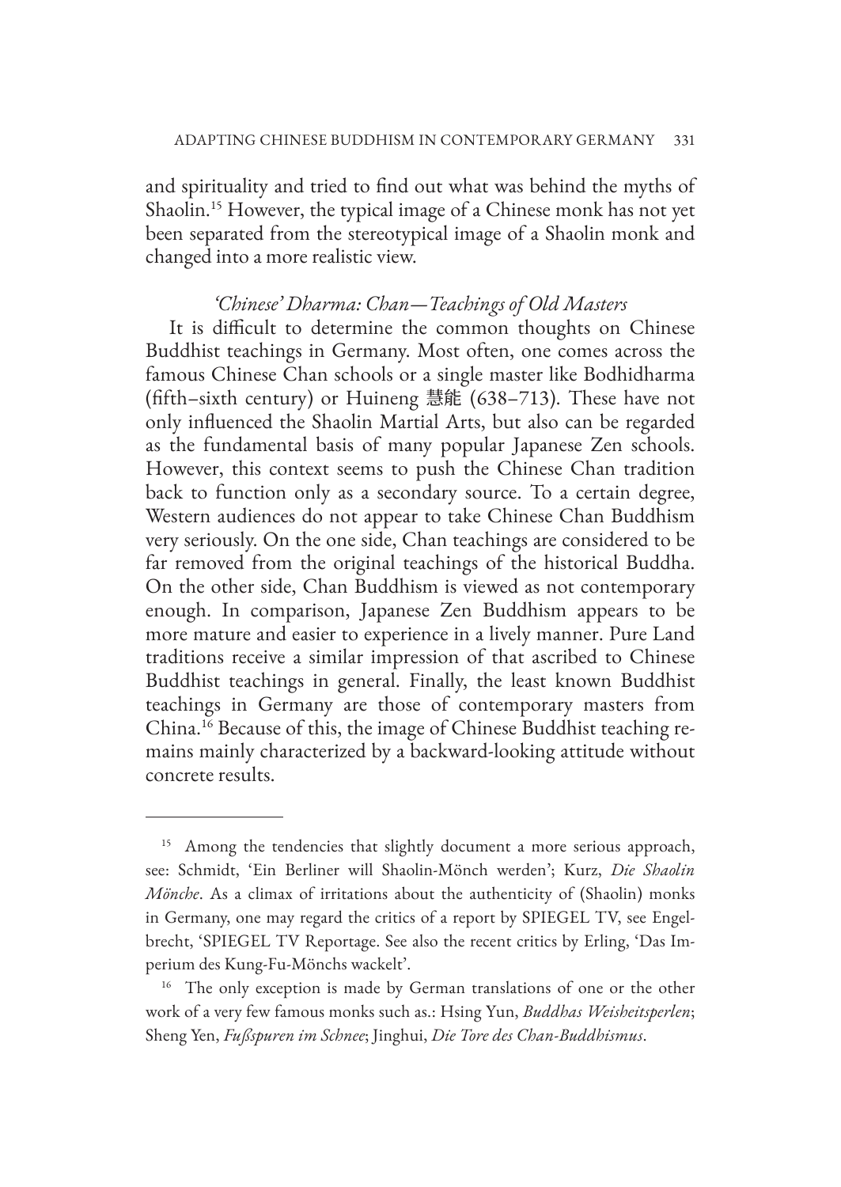and spirituality and tried to find out what was behind the myths of Shaolin.[15] However, the typical image of a Chinese monk has not yet been separated from the stereotypical image of a Shaolin monk and changed into a more realistic view.

### *'Chinese' Dharma: Chan—Teachings of Old Masters*

It is difficult to determine the common thoughts on Chinese Buddhist teachings in Germany. Most often, one comes across the famous Chinese Chan schools or a single master like Bodhidharma (fifth–sixth century) or Huineng 慧能 (638–713). These have not only influenced the Shaolin Martial Arts, but also can be regarded as the fundamental basis of many popular Japanese Zen schools. However, this context seems to push the Chinese Chan tradition back to function only as a secondary source. To a certain degree, Western audiences do not appear to take Chinese Chan Buddhism very seriously. On the one side, Chan teachings are considered to be far removed from the original teachings of the historical Buddha. On the other side, Chan Buddhism is viewed as not contemporary enough. In comparison, Japanese Zen Buddhism appears to be more mature and easier to experience in a lively manner. Pure Land traditions receive a similar impression of that ascribed to Chinese Buddhist teachings in general. Finally, the least known Buddhist teachings in Germany are those of contemporary masters from China.[16] Because of this, the image of Chinese Buddhist teaching remains mainly characterized by a backward-looking attitude without concrete results.

---

[15] Among the tendencies that slightly document a more serious approach, see: Schmidt, 'Ein Berliner will Shaolin-Mönch werden'; Kurz, *Die Shaolin Mönche*. As a climax of irritations about the authenticity of (Shaolin) monks in Germany, one may regard the critics of a report by SPIEGEL TV, see Engelbrecht, 'SPIEGEL TV Reportage. See also the recent critics by Erling, 'Das Imperium des Kung-Fu-Mönchs wackelt'.

[16] The only exception is made by German translations of one or the other work of a very few famous monks such as.: Hsing Yun, *Buddhas Weisheitsperlen*; Sheng Yen, *Fußspuren im Schnee*; Jinghui, *Die Tore des Chan-Buddhismus*.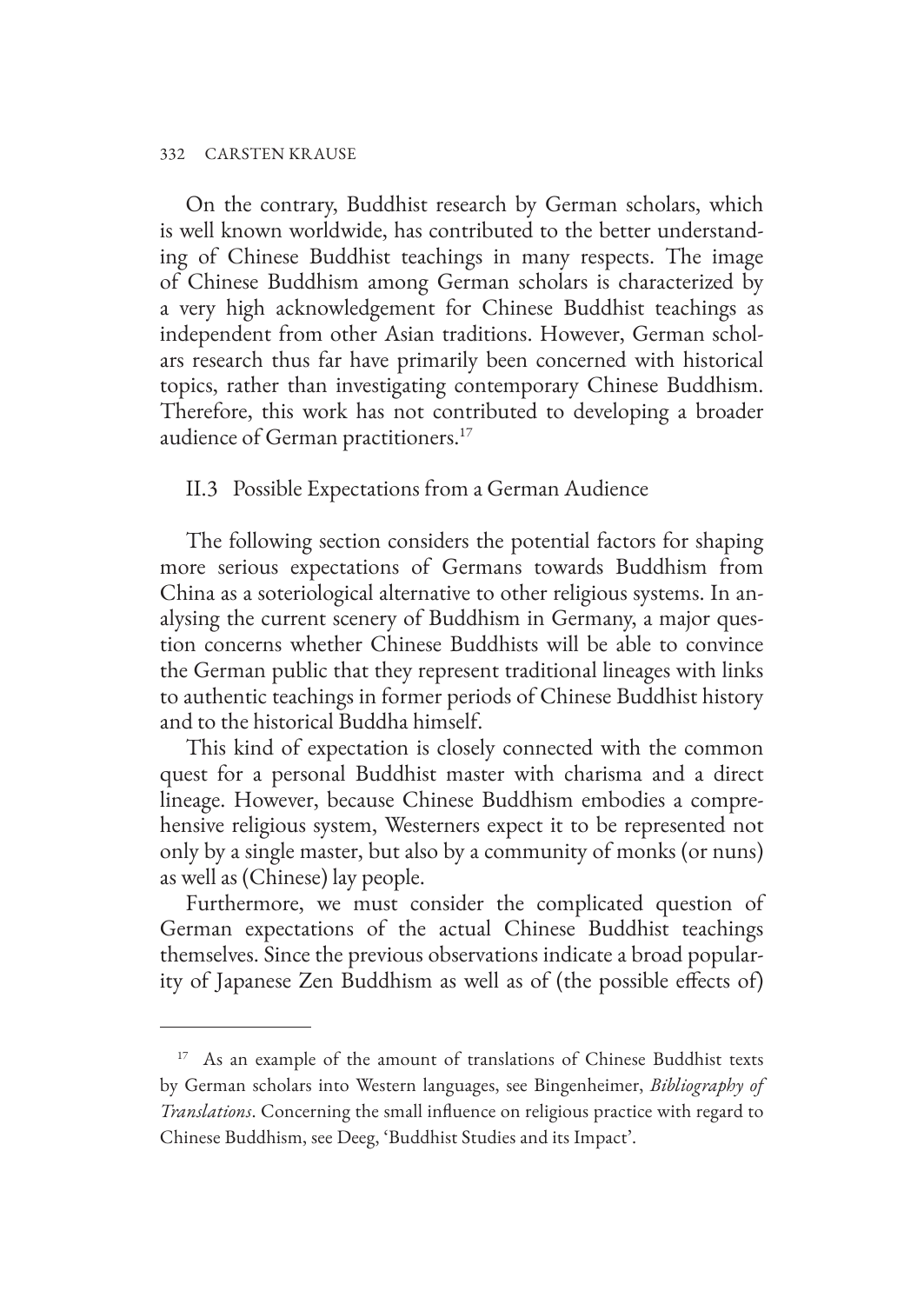On the contrary, Buddhist research by German scholars, which is well known worldwide, has contributed to the better understanding of Chinese Buddhist teachings in many respects. The image of Chinese Buddhism among German scholars is characterized by a very high acknowledgement for Chinese Buddhist teachings as independent from other Asian traditions. However, German scholars research thus far have primarily been concerned with historical topics, rather than investigating contemporary Chinese Buddhism. Therefore, this work has not contributed to developing a broader audience of German practitioners.[17]

### II.3 Possible Expectations from a German Audience

The following section considers the potential factors for shaping more serious expectations of Germans towards Buddhism from China as a soteriological alternative to other religious systems. In analysing the current scenery of Buddhism in Germany, a major question concerns whether Chinese Buddhists will be able to convince the German public that they represent traditional lineages with links to authentic teachings in former periods of Chinese Buddhist history and to the historical Buddha himself.

This kind of expectation is closely connected with the common quest for a personal Buddhist master with charisma and a direct lineage. However, because Chinese Buddhism embodies a comprehensive religious system, Westerners expect it to be represented not only by a single master, but also by a community of monks (or nuns) as well as (Chinese) lay people.

Furthermore, we must consider the complicated question of German expectations of the actual Chinese Buddhist teachings themselves. Since the previous observations indicate a broad popularity of Japanese Zen Buddhism as well as of (the possible effects of)

---

[17] As an example of the amount of translations of Chinese Buddhist texts by German scholars into Western languages, see Bingenheimer, *Bibliography of Translations*. Concerning the small influence on religious practice with regard to Chinese Buddhism, see Deeg, 'Buddhist Studies and its Impact'.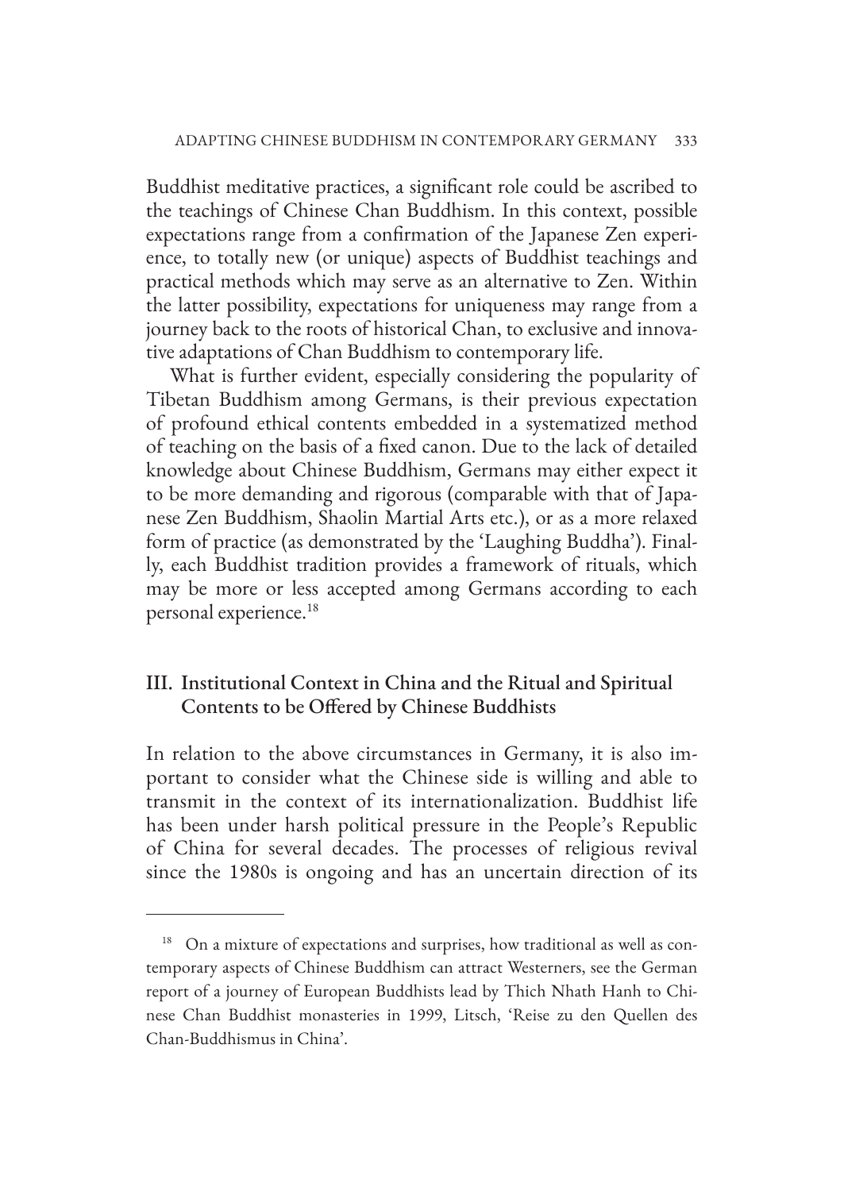Buddhist meditative practices, a significant role could be ascribed to the teachings of Chinese Chan Buddhism. In this context, possible expectations range from a confirmation of the Japanese Zen experience, to totally new (or unique) aspects of Buddhist teachings and practical methods which may serve as an alternative to Zen. Within the latter possibility, expectations for uniqueness may range from a journey back to the roots of historical Chan, to exclusive and innovative adaptations of Chan Buddhism to contemporary life.

What is further evident, especially considering the popularity of Tibetan Buddhism among Germans, is their previous expectation of profound ethical contents embedded in a systematized method of teaching on the basis of a fixed canon. Due to the lack of detailed knowledge about Chinese Buddhism, Germans may either expect it to be more demanding and rigorous (comparable with that of Japanese Zen Buddhism, Shaolin Martial Arts etc.), or as a more relaxed form of practice (as demonstrated by the 'Laughing Buddha'). Finally, each Buddhist tradition provides a framework of rituals, which may be more or less accepted among Germans according to each personal experience.[18]

## III. Institutional Context in China and the Ritual and Spiritual Contents to be Offered by Chinese Buddhists

In relation to the above circumstances in Germany, it is also important to consider what the Chinese side is willing and able to transmit in the context of its internationalization. Buddhist life has been under harsh political pressure in the People's Republic of China for several decades. The processes of religious revival since the 1980s is ongoing and has an uncertain direction of its

---

[18] On a mixture of expectations and surprises, how traditional as well as contemporary aspects of Chinese Buddhism can attract Westerners, see the German report of a journey of European Buddhists lead by Thich Nhath Hanh to Chinese Chan Buddhist monasteries in 1999, Litsch, 'Reise zu den Quellen des Chan-Buddhismus in China'.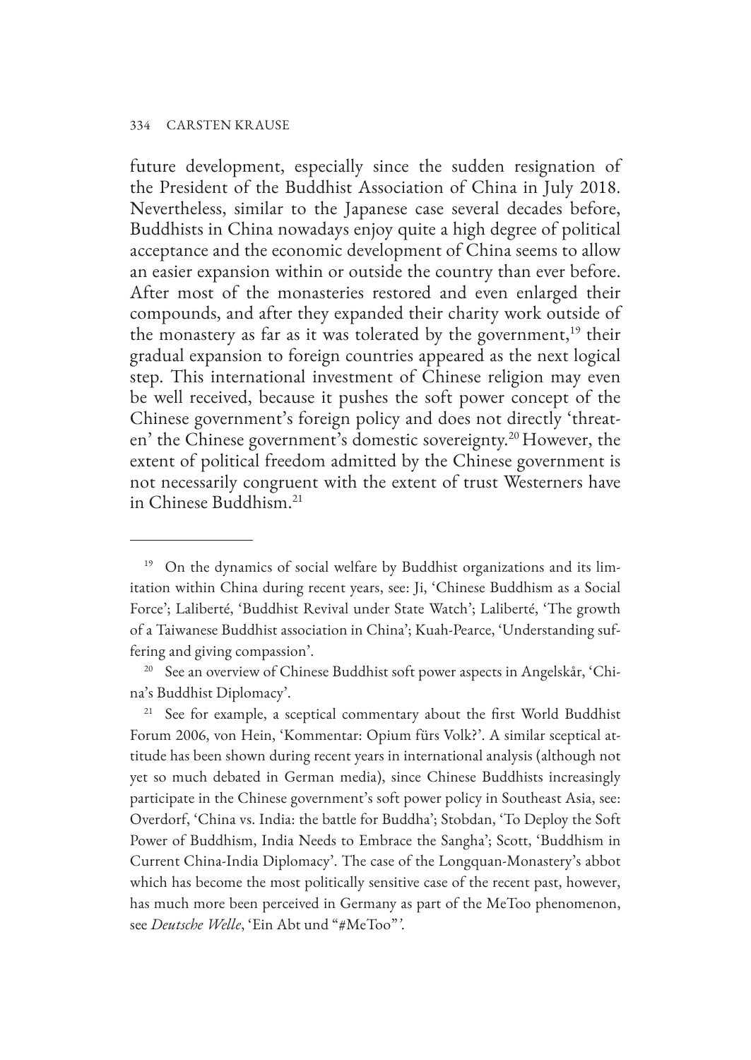future development, especially since the sudden resignation of the President of the Buddhist Association of China in July 2018. Nevertheless, similar to the Japanese case several decades before, Buddhists in China nowadays enjoy quite a high degree of political acceptance and the economic development of China seems to allow an easier expansion within or outside the country than ever before. After most of the monasteries restored and even enlarged their compounds, and after they expanded their charity work outside of the monastery as far as it was tolerated by the government,[19] their gradual expansion to foreign countries appeared as the next logical step. This international investment of Chinese religion may even be well received, because it pushes the soft power concept of the Chinese government's foreign policy and does not directly 'threaten' the Chinese government's domestic sovereignty.[20] However, the extent of political freedom admitted by the Chinese government is not necessarily congruent with the extent of trust Westerners have in Chinese Buddhism.[21]

---

[19] On the dynamics of social welfare by Buddhist organizations and its limitation within China during recent years, see: Ji, 'Chinese Buddhism as a Social Force'; Laliberté, 'Buddhist Revival under State Watch'; Laliberté, 'The growth of a Taiwanese Buddhist association in China'; Kuah-Pearce, 'Understanding suffering and giving compassion'.

[20] See an overview of Chinese Buddhist soft power aspects in Angelskår, 'China's Buddhist Diplomacy'.

[21] See for example, a sceptical commentary about the first World Buddhist Forum 2006, von Hein, 'Kommentar: Opium fürs Volk?'. A similar sceptical attitude has been shown during recent years in international analysis (although not yet so much debated in German media), since Chinese Buddhists increasingly participate in the Chinese government's soft power policy in Southeast Asia, see: Overdorf, 'China vs. India: the battle for Buddha'; Stobdan, 'To Deploy the Soft Power of Buddhism, India Needs to Embrace the Sangha'; Scott, 'Buddhism in Current China-India Diplomacy'. The case of the Longquan-Monastery's abbot which has become the most politically sensitive case of the recent past, however, has much more been perceived in Germany as part of the MeToo phenomenon, see *Deutsche Welle*, 'Ein Abt und "#MeToo"'.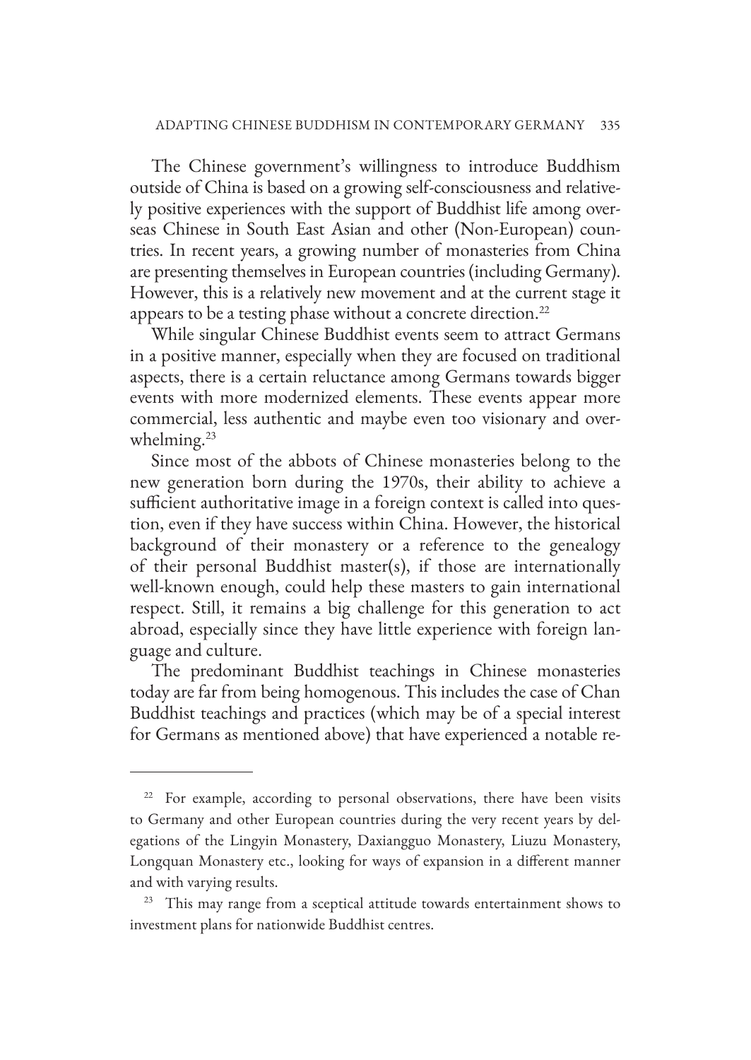The Chinese government's willingness to introduce Buddhism outside of China is based on a growing self-consciousness and relatively positive experiences with the support of Buddhist life among overseas Chinese in South East Asian and other (Non-European) countries. In recent years, a growing number of monasteries from China are presenting themselves in European countries (including Germany). However, this is a relatively new movement and at the current stage it appears to be a testing phase without a concrete direction.[22]

While singular Chinese Buddhist events seem to attract Germans in a positive manner, especially when they are focused on traditional aspects, there is a certain reluctance among Germans towards bigger events with more modernized elements. These events appear more commercial, less authentic and maybe even too visionary and overwhelming.[23]

Since most of the abbots of Chinese monasteries belong to the new generation born during the 1970s, their ability to achieve a sufficient authoritative image in a foreign context is called into question, even if they have success within China. However, the historical background of their monastery or a reference to the genealogy of their personal Buddhist master(s), if those are internationally well-known enough, could help these masters to gain international respect. Still, it remains a big challenge for this generation to act abroad, especially since they have little experience with foreign language and culture.

The predominant Buddhist teachings in Chinese monasteries today are far from being homogenous. This includes the case of Chan Buddhist teachings and practices (which may be of a special interest for Germans as mentioned above) that have experienced a notable re-

---

[22] For example, according to personal observations, there have been visits to Germany and other European countries during the very recent years by delegations of the Lingyin Monastery, Daxiangguo Monastery, Liuzu Monastery, Longquan Monastery etc., looking for ways of expansion in a different manner and with varying results.

[23] This may range from a sceptical attitude towards entertainment shows to investment plans for nationwide Buddhist centres.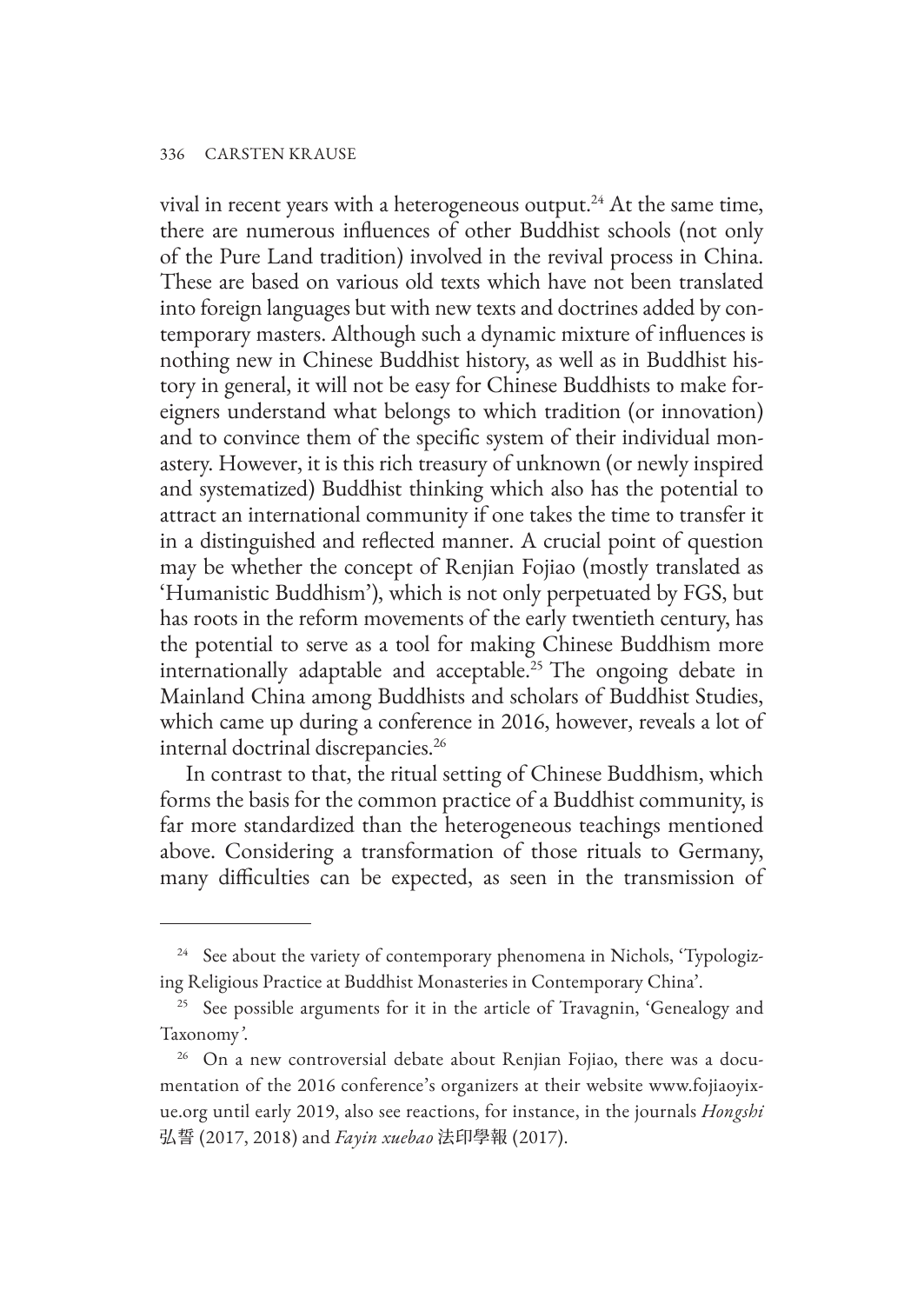vival in recent years with a heterogeneous output.[24] At the same time, there are numerous influences of other Buddhist schools (not only of the Pure Land tradition) involved in the revival process in China. These are based on various old texts which have not been translated into foreign languages but with new texts and doctrines added by contemporary masters. Although such a dynamic mixture of influences is nothing new in Chinese Buddhist history, as well as in Buddhist history in general, it will not be easy for Chinese Buddhists to make foreigners understand what belongs to which tradition (or innovation) and to convince them of the specific system of their individual monastery. However, it is this rich treasury of unknown (or newly inspired and systematized) Buddhist thinking which also has the potential to attract an international community if one takes the time to transfer it in a distinguished and reflected manner. A crucial point of question may be whether the concept of Renjian Fojiao (mostly translated as 'Humanistic Buddhism'), which is not only perpetuated by FGS, but has roots in the reform movements of the early twentieth century, has the potential to serve as a tool for making Chinese Buddhism more internationally adaptable and acceptable.[25] The ongoing debate in Mainland China among Buddhists and scholars of Buddhist Studies, which came up during a conference in 2016, however, reveals a lot of internal doctrinal discrepancies.[26]

In contrast to that, the ritual setting of Chinese Buddhism, which forms the basis for the common practice of a Buddhist community, is far more standardized than the heterogeneous teachings mentioned above. Considering a transformation of those rituals to Germany, many difficulties can be expected, as seen in the transmission of

---

[24] See about the variety of contemporary phenomena in Nichols, 'Typologizing Religious Practice at Buddhist Monasteries in Contemporary China'.

[25] See possible arguments for it in the article of Travagnin, 'Genealogy and Taxonomy'.

[26] On a new controversial debate about Renjian Fojiao, there was a documentation of the 2016 conference's organizers at their website www.fojiaoyixue.org until early 2019, also see reactions, for instance, in the journals *Hongshi* 弘誓 (2017, 2018) and *Fayin xuebao* 法印學報 (2017).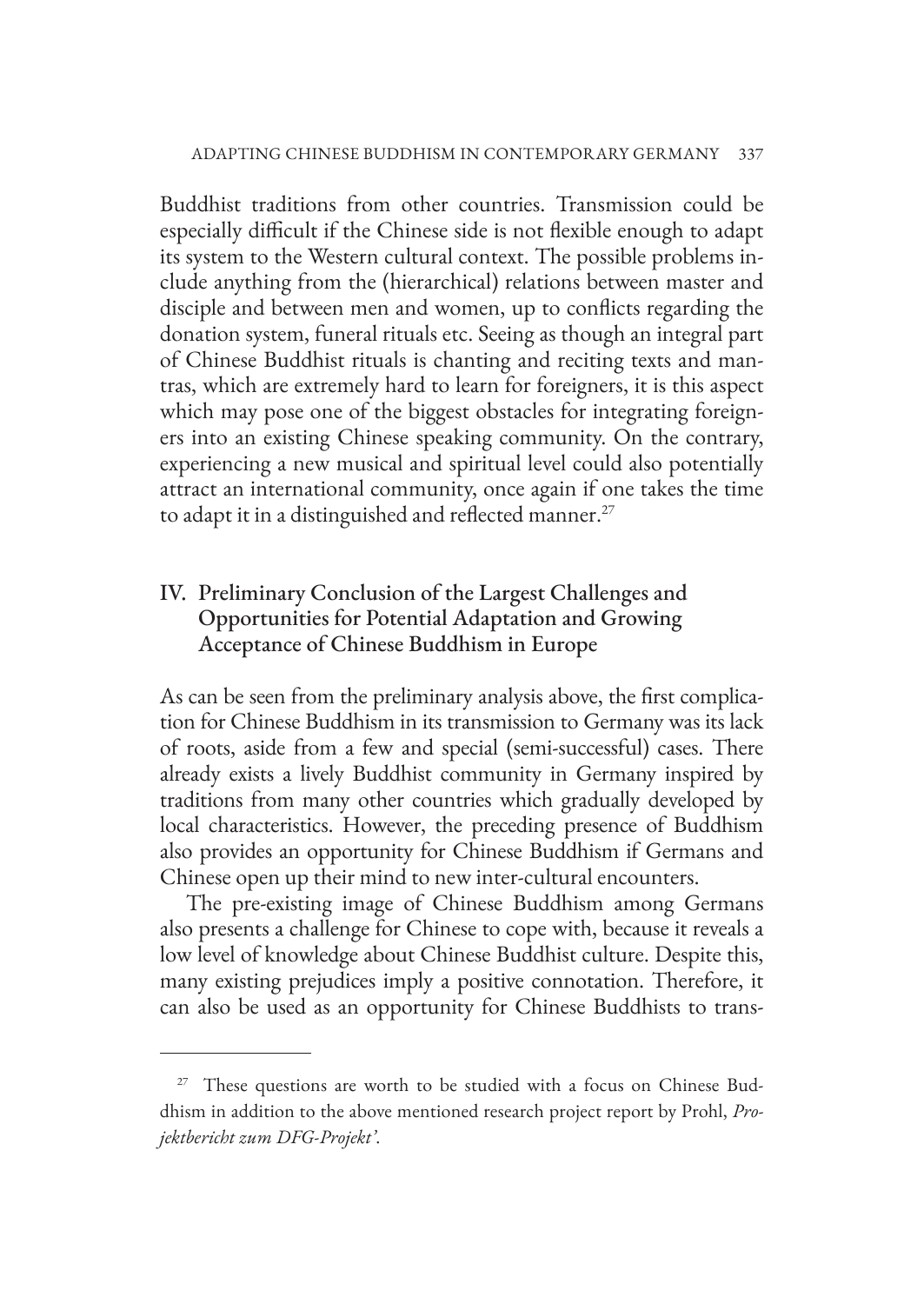Buddhist traditions from other countries. Transmission could be especially difficult if the Chinese side is not flexible enough to adapt its system to the Western cultural context. The possible problems include anything from the (hierarchical) relations between master and disciple and between men and women, up to conflicts regarding the donation system, funeral rituals etc. Seeing as though an integral part of Chinese Buddhist rituals is chanting and reciting texts and mantras, which are extremely hard to learn for foreigners, it is this aspect which may pose one of the biggest obstacles for integrating foreigners into an existing Chinese speaking community. On the contrary, experiencing a new musical and spiritual level could also potentially attract an international community, once again if one takes the time to adapt it in a distinguished and reflected manner.[27]

## IV. Preliminary Conclusion of the Largest Challenges and Opportunities for Potential Adaptation and Growing Acceptance of Chinese Buddhism in Europe

As can be seen from the preliminary analysis above, the first complication for Chinese Buddhism in its transmission to Germany was its lack of roots, aside from a few and special (semi-successful) cases. There already exists a lively Buddhist community in Germany inspired by traditions from many other countries which gradually developed by local characteristics. However, the preceding presence of Buddhism also provides an opportunity for Chinese Buddhism if Germans and Chinese open up their mind to new inter-cultural encounters.

The pre-existing image of Chinese Buddhism among Germans also presents a challenge for Chinese to cope with, because it reveals a low level of knowledge about Chinese Buddhist culture. Despite this, many existing prejudices imply a positive connotation. Therefore, it can also be used as an opportunity for Chinese Buddhists to trans-

---

[27] These questions are worth to be studied with a focus on Chinese Buddhism in addition to the above mentioned research project report by Prohl, *Projektbericht zum DFG-Projekt'*.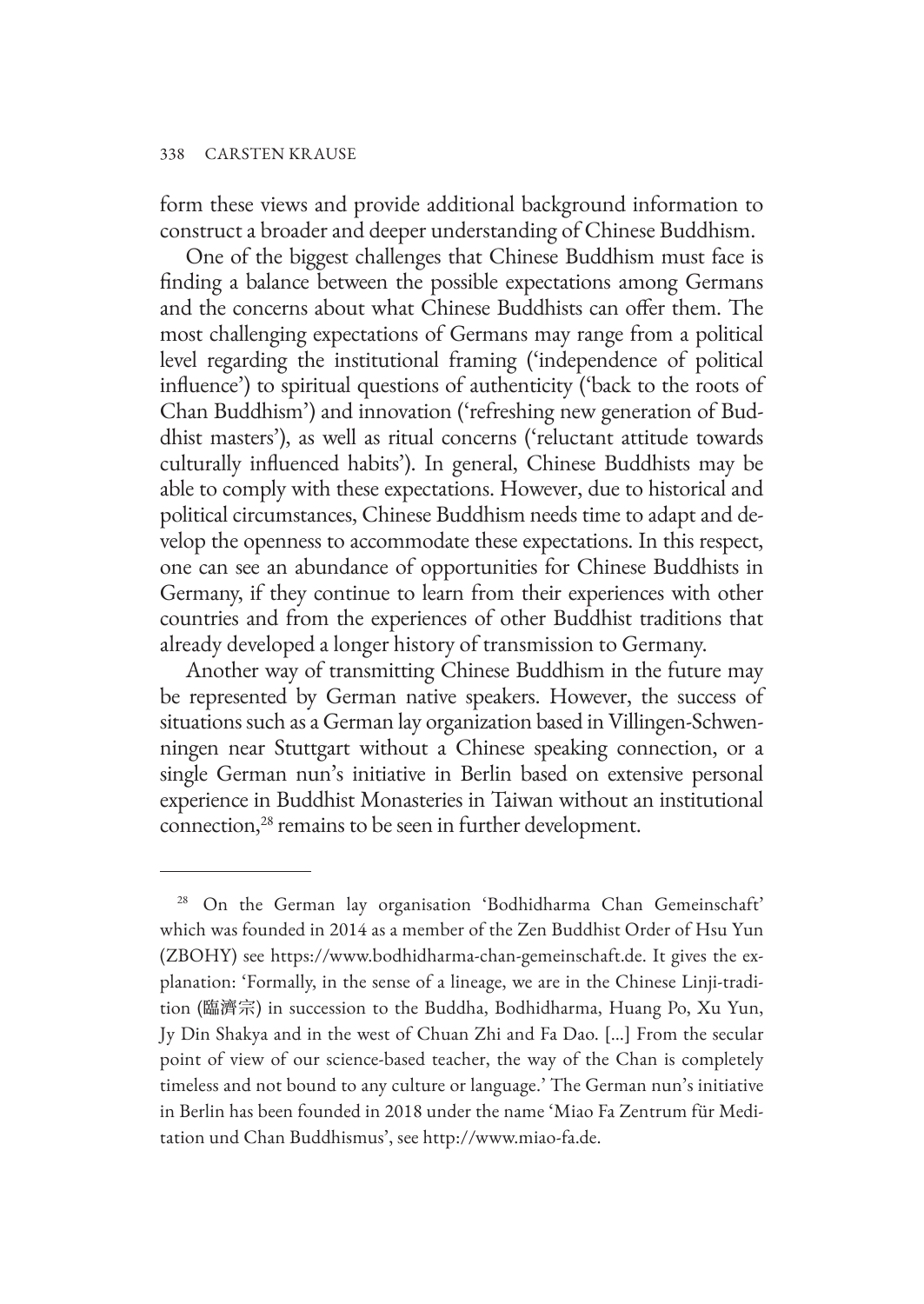form these views and provide additional background information to construct a broader and deeper understanding of Chinese Buddhism.

One of the biggest challenges that Chinese Buddhism must face is finding a balance between the possible expectations among Germans and the concerns about what Chinese Buddhists can offer them. The most challenging expectations of Germans may range from a political level regarding the institutional framing ('independence of political influence') to spiritual questions of authenticity ('back to the roots of Chan Buddhism') and innovation ('refreshing new generation of Buddhist masters'), as well as ritual concerns ('reluctant attitude towards culturally influenced habits'). In general, Chinese Buddhists may be able to comply with these expectations. However, due to historical and political circumstances, Chinese Buddhism needs time to adapt and develop the openness to accommodate these expectations. In this respect, one can see an abundance of opportunities for Chinese Buddhists in Germany, if they continue to learn from their experiences with other countries and from the experiences of other Buddhist traditions that already developed a longer history of transmission to Germany.

Another way of transmitting Chinese Buddhism in the future may be represented by German native speakers. However, the success of situations such as a German lay organization based in Villingen-Schwenningen near Stuttgart without a Chinese speaking connection, or a single German nun's initiative in Berlin based on extensive personal experience in Buddhist Monasteries in Taiwan without an institutional connection,[28] remains to be seen in further development.

---

[28] On the German lay organisation 'Bodhidharma Chan Gemeinschaft' which was founded in 2014 as a member of the Zen Buddhist Order of Hsu Yun (ZBOHY) see https://www.bodhidharma-chan-gemeinschaft.de. It gives the explanation: 'Formally, in the sense of a lineage, we are in the Chinese Linji-tradition (臨濟宗) in succession to the Buddha, Bodhidharma, Huang Po, Xu Yun, Jy Din Shakya and in the west of Chuan Zhi and Fa Dao. [...] From the secular point of view of our science-based teacher, the way of the Chan is completely timeless and not bound to any culture or language.' The German nun's initiative in Berlin has been founded in 2018 under the name 'Miao Fa Zentrum für Meditation und Chan Buddhismus', see http://www.miao-fa.de.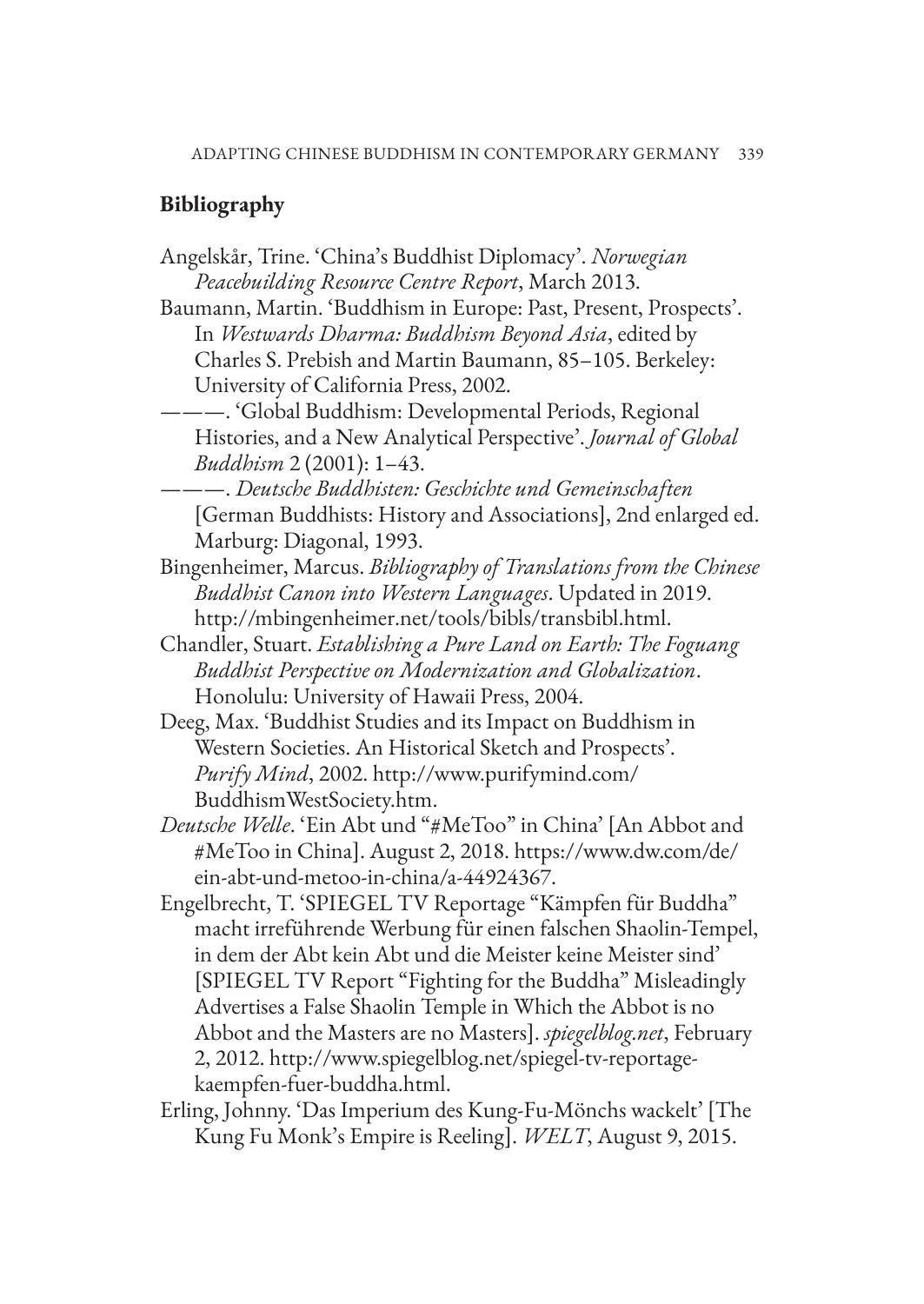## Bibliography

Angelskår, Trine. 'China's Buddhist Diplomacy'. *Norwegian Peacebuilding Resource Centre Report*, March 2013.

Baumann, Martin. 'Buddhism in Europe: Past, Present, Prospects'. In *Westwards Dharma: Buddhism Beyond Asia*, edited by Charles S. Prebish and Martin Baumann, 85–105. Berkeley: University of California Press, 2002.

———. 'Global Buddhism: Developmental Periods, Regional Histories, and a New Analytical Perspective'. *Journal of Global Buddhism* 2 (2001): 1–43.

———. *Deutsche Buddhisten: Geschichte und Gemeinschaften* [German Buddhists: History and Associations], 2nd enlarged ed. Marburg: Diagonal, 1993.

Bingenheimer, Marcus. *Bibliography of Translations from the Chinese Buddhist Canon into Western Languages*. Updated in 2019. http://mbingenheimer.net/tools/bibls/transbibl.html.

Chandler, Stuart. *Establishing a Pure Land on Earth: The Foguang Buddhist Perspective on Modernization and Globalization*. Honolulu: University of Hawaii Press, 2004.

Deeg, Max. 'Buddhist Studies and its Impact on Buddhism in Western Societies. An Historical Sketch and Prospects'. *Purify Mind*, 2002. http://www.purifymind.com/BuddhismWestSociety.htm.

*Deutsche Welle*. 'Ein Abt und "#MeToo" in China' [An Abbot and #MeToo in China]. August 2, 2018. https://www.dw.com/de/ein-abt-und-metoo-in-china/a-44924367.

Engelbrecht, T. 'SPIEGEL TV Reportage "Kämpfen für Buddha" macht irreführende Werbung für einen falschen Shaolin-Tempel, in dem der Abt kein Abt und die Meister keine Meister sind' [SPIEGEL TV Report "Fighting for the Buddha" Misleadingly Advertises a False Shaolin Temple in Which the Abbot is no Abbot and the Masters are no Masters]. *spiegelblog.net*, February 2, 2012. http://www.spiegelblog.net/spiegel-tv-reportage-kaempfen-fuer-buddha.html.

Erling, Johnny. 'Das Imperium des Kung-Fu-Mönchs wackelt' [The Kung Fu Monk's Empire is Reeling]. *WELT*, August 9, 2015.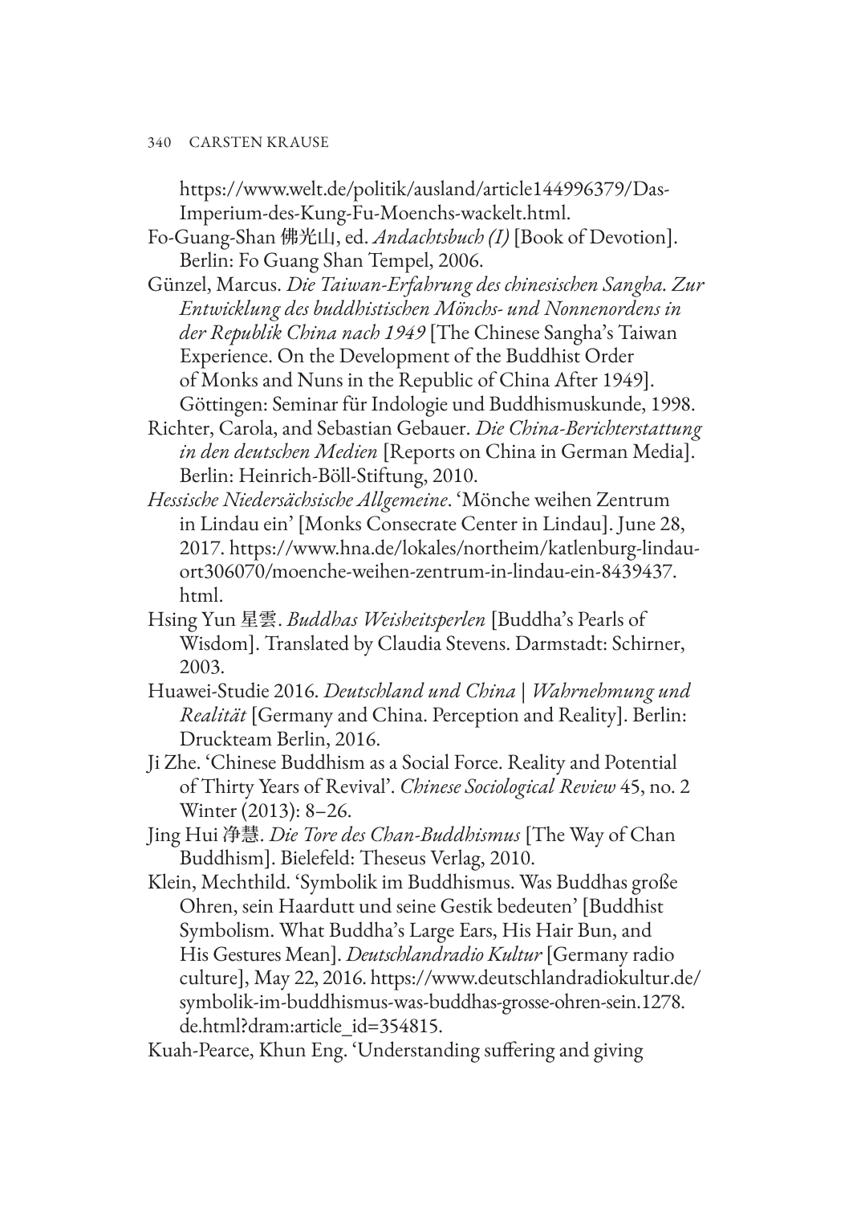https://www.welt.de/politik/ausland/article144996379/Das-Imperium-des-Kung-Fu-Moenchs-wackelt.html.

Fo-Guang-Shan 佛光山, ed. *Andachtsbuch (I)* [Book of Devotion]. Berlin: Fo Guang Shan Tempel, 2006.

Günzel, Marcus. *Die Taiwan-Erfahrung des chinesischen Sangha. Zur Entwicklung des buddhistischen Mönchs- und Nonnenordens in der Republik China nach 1949* [The Chinese Sangha's Taiwan Experience. On the Development of the Buddhist Order of Monks and Nuns in the Republic of China After 1949]. Göttingen: Seminar für Indologie und Buddhismuskunde, 1998.

Richter, Carola, and Sebastian Gebauer. *Die China-Berichterstattung in den deutschen Medien* [Reports on China in German Media]. Berlin: Heinrich-Böll-Stiftung, 2010.

*Hessische Niedersächsische Allgemeine*. 'Mönche weihen Zentrum in Lindau ein' [Monks Consecrate Center in Lindau]. June 28, 2017. https://www.hna.de/lokales/northeim/katlenburg-lindau-ort306070/moenche-weihen-zentrum-in-lindau-ein-8439437.html.

Hsing Yun 星雲. *Buddhas Weisheitsperlen* [Buddha's Pearls of Wisdom]. Translated by Claudia Stevens. Darmstadt: Schirner, 2003.

Huawei-Studie 2016. *Deutschland und China | Wahrnehmung und Realität* [Germany and China. Perception and Reality]. Berlin: Druckteam Berlin, 2016.

Ji Zhe. 'Chinese Buddhism as a Social Force. Reality and Potential of Thirty Years of Revival'. *Chinese Sociological Review* 45, no. 2 Winter (2013): 8–26.

Jing Hui 净慧. *Die Tore des Chan-Buddhismus* [The Way of Chan Buddhism]. Bielefeld: Theseus Verlag, 2010.

Klein, Mechthild. 'Symbolik im Buddhismus. Was Buddhas große Ohren, sein Haardutt und seine Gestik bedeuten' [Buddhist Symbolism. What Buddha's Large Ears, His Hair Bun, and His Gestures Mean]. *Deutschlandradio Kultur* [Germany radio culture], May 22, 2016. https://www.deutschlandradiokultur.de/symbolik-im-buddhismus-was-buddhas-grosse-ohren-sein.1278.de.html?dram:article_id=354815.

Kuah-Pearce, Khun Eng. 'Understanding suffering and giving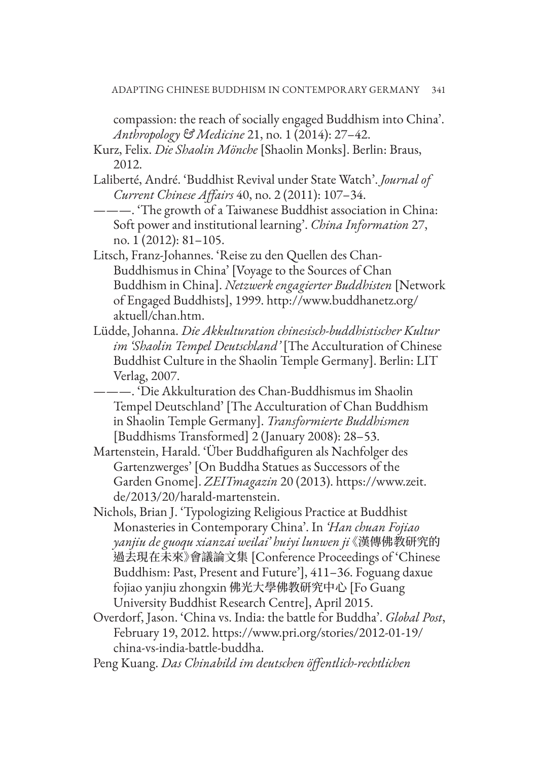compassion: the reach of socially engaged Buddhism into China'. *Anthropology & Medicine* 21, no. 1 (2014): 27–42.

Kurz, Felix. *Die Shaolin Mönche* [Shaolin Monks]. Berlin: Braus, 2012.

Laliberté, André. 'Buddhist Revival under State Watch'. *Journal of Current Chinese Affairs* 40, no. 2 (2011): 107–34.

———. 'The growth of a Taiwanese Buddhist association in China: Soft power and institutional learning'. *China Information* 27, no. 1 (2012): 81–105.

Litsch, Franz-Johannes. 'Reise zu den Quellen des Chan-Buddhismus in China' [Voyage to the Sources of Chan Buddhism in China]. *Netzwerk engagierter Buddhisten* [Network of Engaged Buddhists], 1999. http://www.buddhanetz.org/aktuell/chan.htm.

Lüdde, Johanna. *Die Akkulturation chinesisch-buddhistischer Kultur im 'Shaolin Tempel Deutschland'* [The Acculturation of Chinese Buddhist Culture in the Shaolin Temple Germany]. Berlin: LIT Verlag, 2007.

———. 'Die Akkulturation des Chan-Buddhismus im Shaolin Tempel Deutschland' [The Acculturation of Chan Buddhism in Shaolin Temple Germany]. *Transformierte Buddhismen* [Buddhisms Transformed] 2 (January 2008): 28–53.

Martenstein, Harald. 'Über Buddhafiguren als Nachfolger des Gartenzwerges' [On Buddha Statues as Successors of the Garden Gnome]. *ZEITmagazin* 20 (2013). https://www.zeit.de/2013/20/harald-martenstein.

Nichols, Brian J. 'Typologizing Religious Practice at Buddhist Monasteries in Contemporary China'. In *'Han chuan Fojiao yanjiu de guoqu xianzai weilai' huiyi lunwen ji*《漢傳佛教研究的過去現在未來》會議論文集 [Conference Proceedings of 'Chinese Buddhism: Past, Present and Future'], 411–36. Foguang daxue fojiao yanjiu zhongxin 佛光大學佛教研究中心 [Fo Guang University Buddhist Research Centre], April 2015.

Overdorf, Jason. 'China vs. India: the battle for Buddha'. *Global Post*, February 19, 2012. https://www.pri.org/stories/2012-01-19/china-vs-india-battle-buddha.

Peng Kuang. *Das Chinabild im deutschen öffentlich-rechtlichen*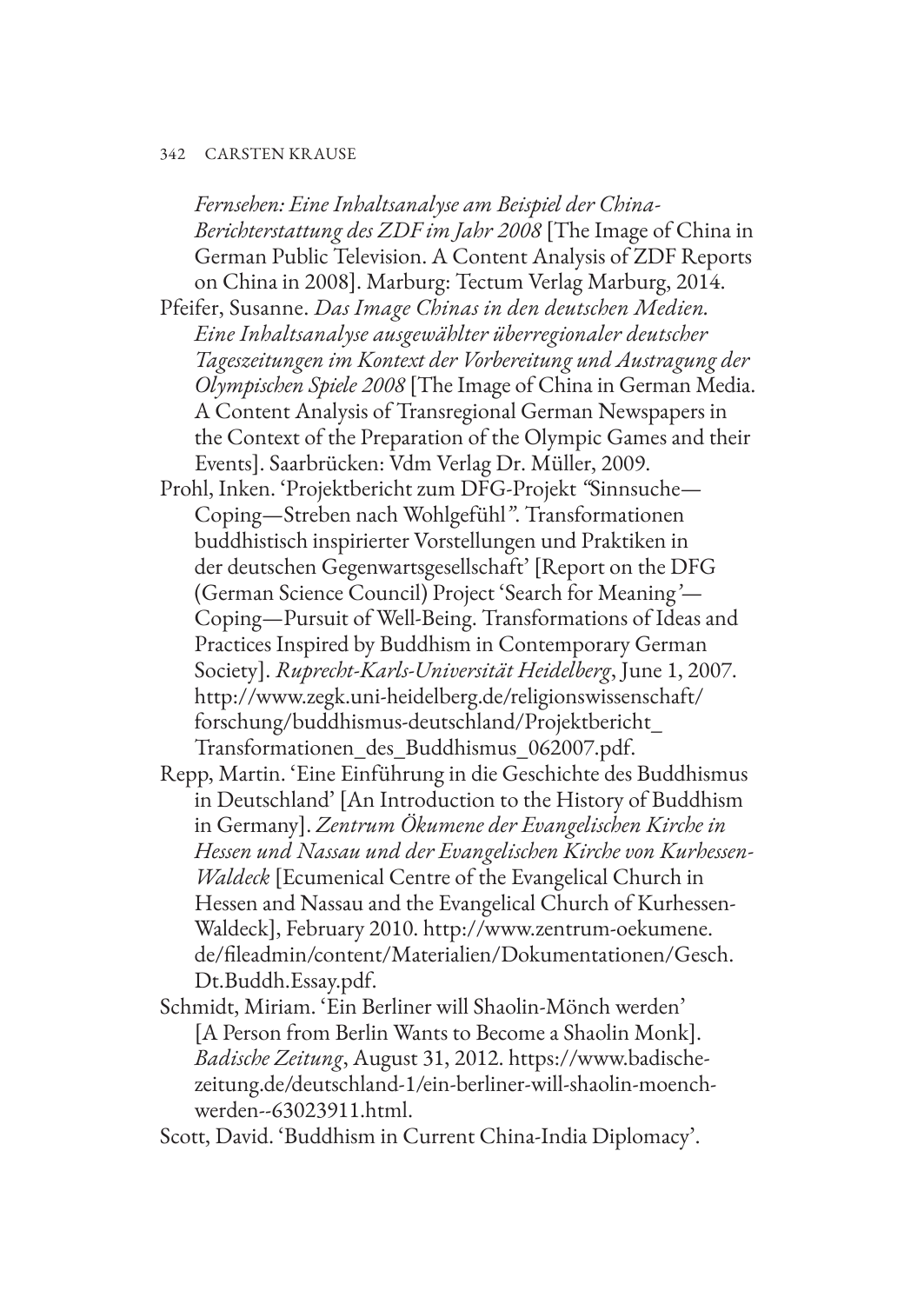*Fernsehen: Eine Inhaltsanalyse am Beispiel der China-Berichterstattung des ZDF im Jahr 2008* [The Image of China in German Public Television. A Content Analysis of ZDF Reports on China in 2008]. Marburg: Tectum Verlag Marburg, 2014.

Pfeifer, Susanne. *Das Image Chinas in den deutschen Medien. Eine Inhaltsanalyse ausgewählter überregionaler deutscher Tageszeitungen im Kontext der Vorbereitung und Austragung der Olympischen Spiele 2008* [The Image of China in German Media. A Content Analysis of Transregional German Newspapers in the Context of the Preparation of the Olympic Games and their Events]. Saarbrücken: Vdm Verlag Dr. Müller, 2009.

Prohl, Inken. 'Projektbericht zum DFG-Projekt "Sinnsuche—Coping—Streben nach Wohlgefühl". Transformationen buddhistisch inspirierter Vorstellungen und Praktiken in der deutschen Gegenwartsgesellschaft' [Report on the DFG (German Science Council) Project 'Search for Meaning'—Coping—Pursuit of Well-Being. Transformations of Ideas and Practices Inspired by Buddhism in Contemporary German Society]. *Ruprecht-Karls-Universität Heidelberg*, June 1, 2007. http://www.zegk.uni-heidelberg.de/religionswissenschaft/forschung/buddhismus-deutschland/Projektbericht_Transformationen_des_Buddhismus_062007.pdf.

Repp, Martin. 'Eine Einführung in die Geschichte des Buddhismus in Deutschland' [An Introduction to the History of Buddhism in Germany]. *Zentrum Ökumene der Evangelischen Kirche in Hessen und Nassau und der Evangelischen Kirche von Kurhessen-Waldeck* [Ecumenical Centre of the Evangelical Church in Hessen and Nassau and the Evangelical Church of Kurhessen-Waldeck], February 2010. http://www.zentrum-oekumene.de/fileadmin/content/Materialien/Dokumentationen/Gesch.Dt.Buddh.Essay.pdf.

Schmidt, Miriam. 'Ein Berliner will Shaolin-Mönch werden' [A Person from Berlin Wants to Become a Shaolin Monk]. *Badische Zeitung*, August 31, 2012. https://www.badische-zeitung.de/deutschland-1/ein-berliner-will-shaolin-moench-werden--63023911.html.

Scott, David. 'Buddhism in Current China-India Diplomacy'.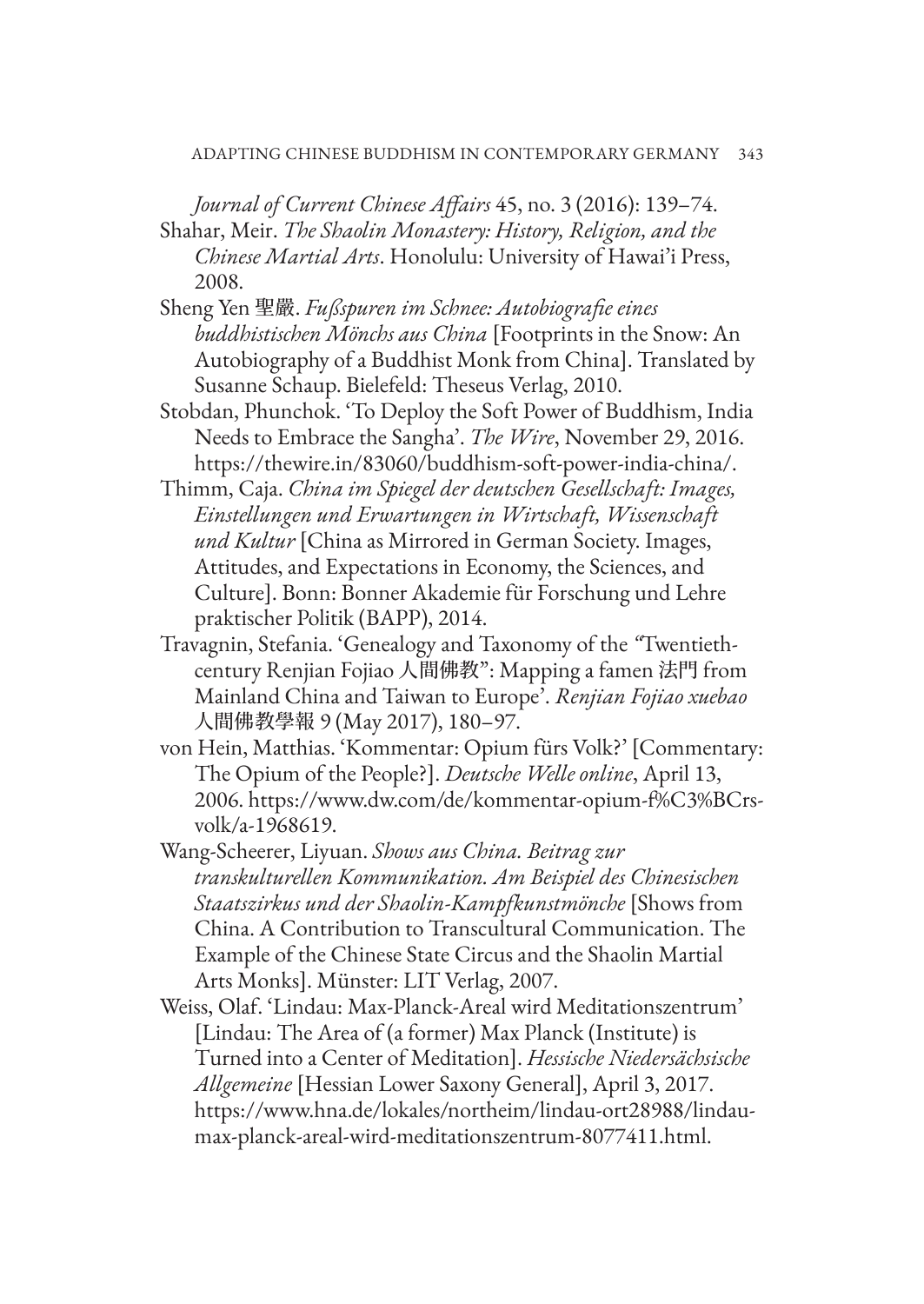*Journal of Current Chinese Affairs* 45, no. 3 (2016): 139–74.

Shahar, Meir. *The Shaolin Monastery: History, Religion, and the Chinese Martial Arts*. Honolulu: University of Hawai'i Press, 2008.

Sheng Yen 聖嚴. *Fußspuren im Schnee: Autobiografie eines buddhistischen Mönchs aus China* [Footprints in the Snow: An Autobiography of a Buddhist Monk from China]. Translated by Susanne Schaup. Bielefeld: Theseus Verlag, 2010.

Stobdan, Phunchok. 'To Deploy the Soft Power of Buddhism, India Needs to Embrace the Sangha'. *The Wire*, November 29, 2016. https://thewire.in/83060/buddhism-soft-power-india-china/.

Thimm, Caja. *China im Spiegel der deutschen Gesellschaft: Images, Einstellungen und Erwartungen in Wirtschaft, Wissenschaft und Kultur* [China as Mirrored in German Society. Images, Attitudes, and Expectations in Economy, the Sciences, and Culture]. Bonn: Bonner Akademie für Forschung und Lehre praktischer Politik (BAPP), 2014.

Travagnin, Stefania. 'Genealogy and Taxonomy of the "Twentieth-century Renjian Fojiao 人間佛教": Mapping a famen 法門 from Mainland China and Taiwan to Europe'. *Renjian Fojiao xuebao* 人間佛教學報 9 (May 2017), 180–97.

von Hein, Matthias. 'Kommentar: Opium fürs Volk?' [Commentary: The Opium of the People?]. *Deutsche Welle online*, April 13, 2006. https://www.dw.com/de/kommentar-opium-f%C3%BCrs-volk/a-1968619.

Wang-Scheerer, Liyuan. *Shows aus China. Beitrag zur transkulturellen Kommunikation. Am Beispiel des Chinesischen Staatszirkus und der Shaolin-Kampfkunstmönche* [Shows from China. A Contribution to Transcultural Communication. The Example of the Chinese State Circus and the Shaolin Martial Arts Monks]. Münster: LIT Verlag, 2007.

Weiss, Olaf. 'Lindau: Max-Planck-Areal wird Meditationszentrum' [Lindau: The Area of (a former) Max Planck (Institute) is Turned into a Center of Meditation]. *Hessische Niedersächsische Allgemeine* [Hessian Lower Saxony General], April 3, 2017. https://www.hna.de/lokales/northeim/lindau-ort28988/lindau-max-planck-areal-wird-meditationszentrum-8077411.html.